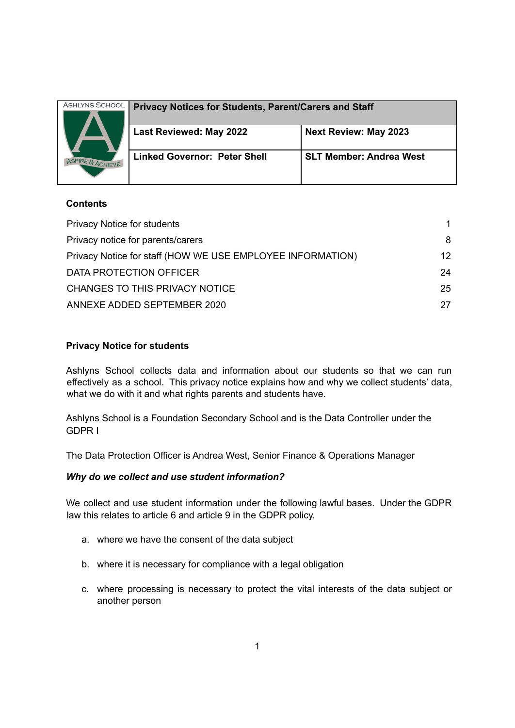| ASHLYNS SCHOOL<br>ASPIRE & ACHIEVE | Privacy Notices for Students, Parent/Carers and Staff | |
|---|---|---|
| | **Last Reviewed: May 2022** | **Next Review: May 2023** |
| | **Linked Governor: Peter Shell** | **SLT Member: Andrea West** |

**Contents**

| | |
|---|---|
| Privacy Notice for students | 1 |
| Privacy notice for parents/carers | 8 |
| Privacy Notice for staff (HOW WE USE EMPLOYEE INFORMATION) | 12 |
| DATA PROTECTION OFFICER | 24 |
| CHANGES TO THIS PRIVACY NOTICE | 25 |
| ANNEXE ADDED SEPTEMBER 2020 | 27 |

## Privacy Notice for students

Ashlyns School collects data and information about our students so that we can run effectively as a school. This privacy notice explains how and why we collect students' data, what we do with it and what rights parents and students have.

Ashlyns School is a Foundation Secondary School and is the Data Controller under the GDPR l

The Data Protection Officer is Andrea West, Senior Finance & Operations Manager

***Why do we collect and use student information?***

We collect and use student information under the following lawful bases. Under the GDPR law this relates to article 6 and article 9 in the GDPR policy.

a. where we have the consent of the data subject

b. where it is necessary for compliance with a legal obligation

c. where processing is necessary to protect the vital interests of the data subject or another person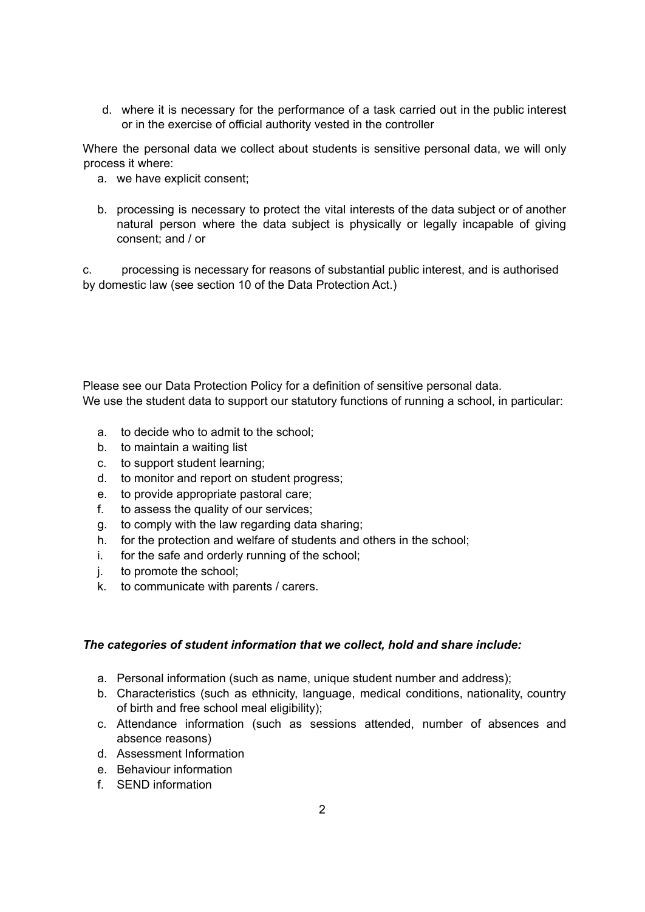d. where it is necessary for the performance of a task carried out in the public interest or in the exercise of official authority vested in the controller

Where the personal data we collect about students is sensitive personal data, we will only process it where:

a. we have explicit consent;

b. processing is necessary to protect the vital interests of the data subject or of another natural person where the data subject is physically or legally incapable of giving consent; and / or

c. processing is necessary for reasons of substantial public interest, and is authorised by domestic law (see section 10 of the Data Protection Act.)

Please see our Data Protection Policy for a definition of sensitive personal data.
We use the student data to support our statutory functions of running a school, in particular:

a. to decide who to admit to the school;
b. to maintain a waiting list
c. to support student learning;
d. to monitor and report on student progress;
e. to provide appropriate pastoral care;
f. to assess the quality of our services;
g. to comply with the law regarding data sharing;
h. for the protection and welfare of students and others in the school;
i. for the safe and orderly running of the school;
j. to promote the school;
k. to communicate with parents / carers.

***The categories of student information that we collect, hold and share include:***

a. Personal information (such as name, unique student number and address);
b. Characteristics (such as ethnicity, language, medical conditions, nationality, country of birth and free school meal eligibility);
c. Attendance information (such as sessions attended, number of absences and absence reasons)
d. Assessment Information
e. Behaviour information
f. SEND information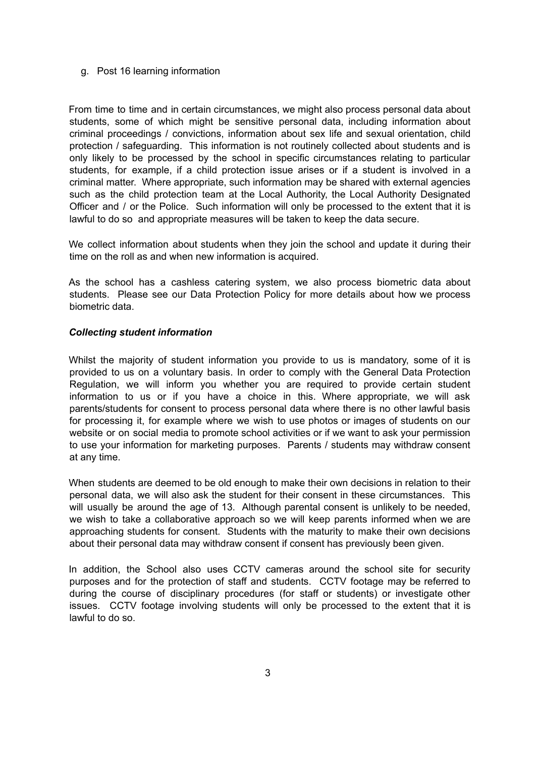g. Post 16 learning information

From time to time and in certain circumstances, we might also process personal data about students, some of which might be sensitive personal data, including information about criminal proceedings / convictions, information about sex life and sexual orientation, child protection / safeguarding. This information is not routinely collected about students and is only likely to be processed by the school in specific circumstances relating to particular students, for example, if a child protection issue arises or if a student is involved in a criminal matter. Where appropriate, such information may be shared with external agencies such as the child protection team at the Local Authority, the Local Authority Designated Officer and / or the Police. Such information will only be processed to the extent that it is lawful to do so and appropriate measures will be taken to keep the data secure.

We collect information about students when they join the school and update it during their time on the roll as and when new information is acquired.

As the school has a cashless catering system, we also process biometric data about students. Please see our Data Protection Policy for more details about how we process biometric data.

***Collecting student information***

Whilst the majority of student information you provide to us is mandatory, some of it is provided to us on a voluntary basis. In order to comply with the General Data Protection Regulation, we will inform you whether you are required to provide certain student information to us or if you have a choice in this. Where appropriate, we will ask parents/students for consent to process personal data where there is no other lawful basis for processing it, for example where we wish to use photos or images of students on our website or on social media to promote school activities or if we want to ask your permission to use your information for marketing purposes. Parents / students may withdraw consent at any time.

When students are deemed to be old enough to make their own decisions in relation to their personal data, we will also ask the student for their consent in these circumstances. This will usually be around the age of 13. Although parental consent is unlikely to be needed, we wish to take a collaborative approach so we will keep parents informed when we are approaching students for consent. Students with the maturity to make their own decisions about their personal data may withdraw consent if consent has previously been given.

In addition, the School also uses CCTV cameras around the school site for security purposes and for the protection of staff and students. CCTV footage may be referred to during the course of disciplinary procedures (for staff or students) or investigate other issues. CCTV footage involving students will only be processed to the extent that it is lawful to do so.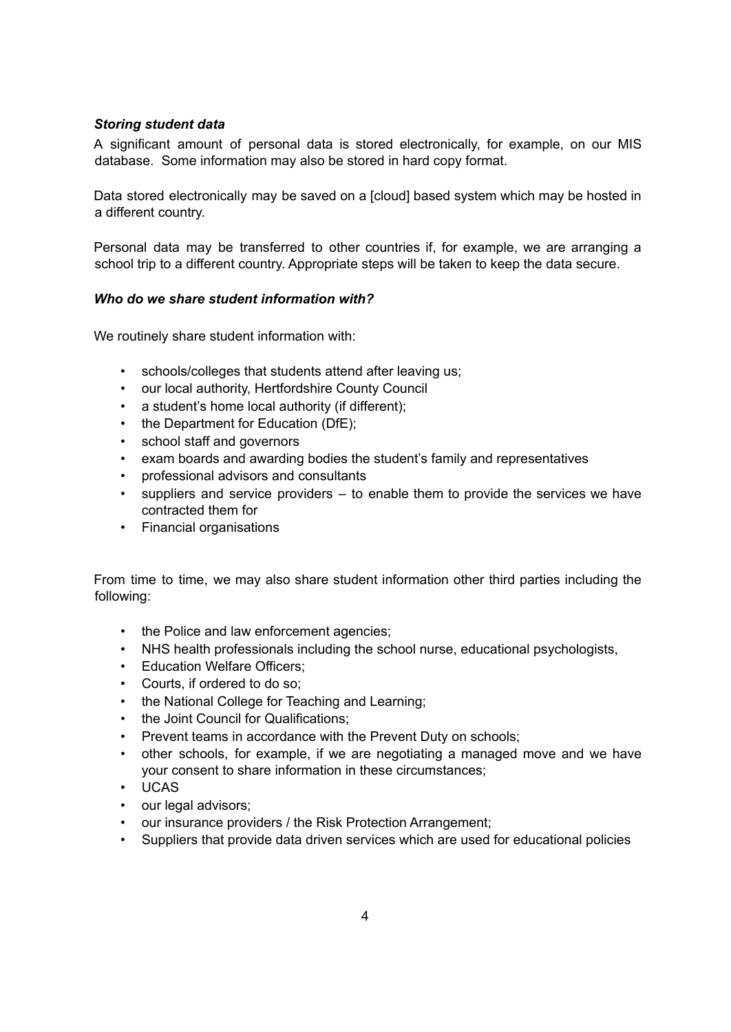***Storing student data***

A significant amount of personal data is stored electronically, for example, on our MIS database. Some information may also be stored in hard copy format.

Data stored electronically may be saved on a [cloud] based system which may be hosted in a different country.

Personal data may be transferred to other countries if, for example, we are arranging a school trip to a different country. Appropriate steps will be taken to keep the data secure.

***Who do we share student information with?***

We routinely share student information with:

- schools/colleges that students attend after leaving us;
- our local authority, Hertfordshire County Council
- a student's home local authority (if different);
- the Department for Education (DfE);
- school staff and governors
- exam boards and awarding bodies the student's family and representatives
- professional advisors and consultants
- suppliers and service providers – to enable them to provide the services we have contracted them for
- Financial organisations

From time to time, we may also share student information other third parties including the following:

- the Police and law enforcement agencies;
- NHS health professionals including the school nurse, educational psychologists,
- Education Welfare Officers;
- Courts, if ordered to do so;
- the National College for Teaching and Learning;
- the Joint Council for Qualifications;
- Prevent teams in accordance with the Prevent Duty on schools;
- other schools, for example, if we are negotiating a managed move and we have your consent to share information in these circumstances;
- UCAS
- our legal advisors;
- our insurance providers / the Risk Protection Arrangement;
- Suppliers that provide data driven services which are used for educational policies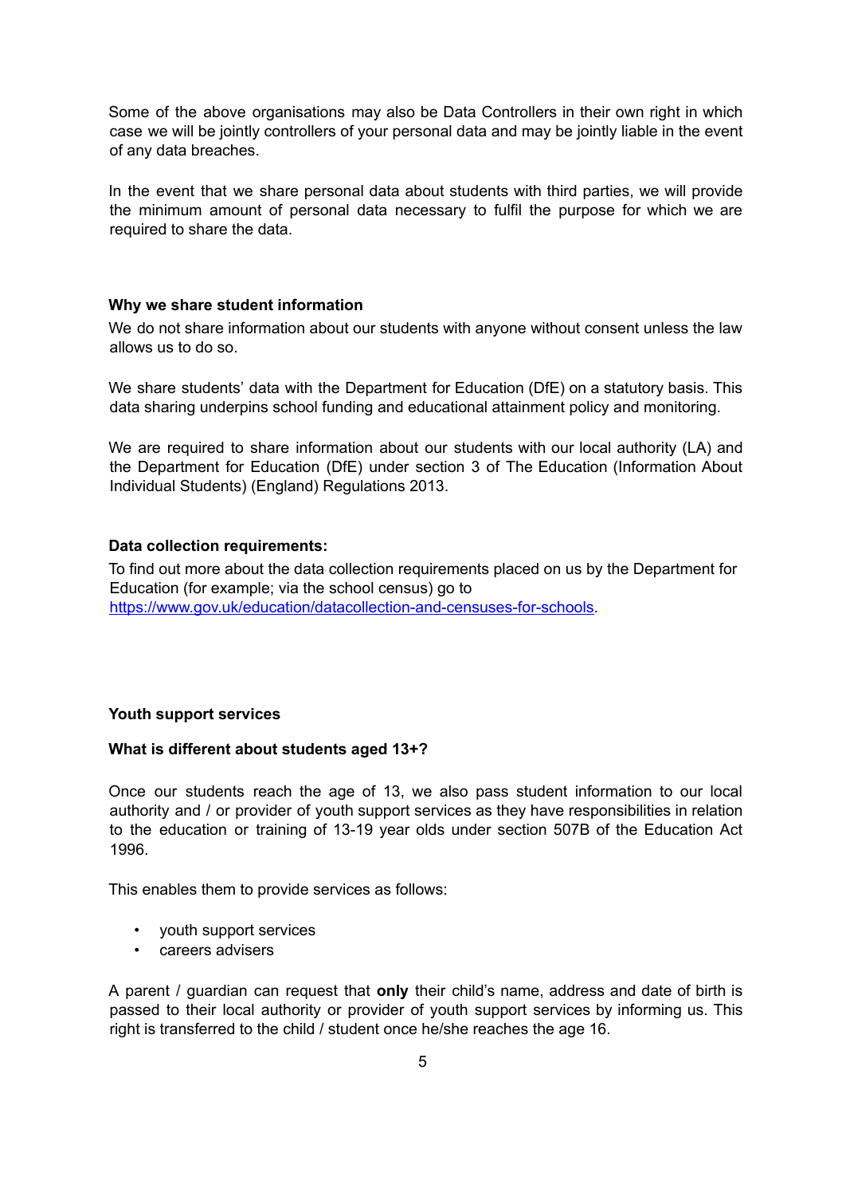Some of the above organisations may also be Data Controllers in their own right in which case we will be jointly controllers of your personal data and may be jointly liable in the event of any data breaches.

In the event that we share personal data about students with third parties, we will provide the minimum amount of personal data necessary to fulfil the purpose for which we are required to share the data.

**Why we share student information**

We do not share information about our students with anyone without consent unless the law allows us to do so.

We share students' data with the Department for Education (DfE) on a statutory basis. This data sharing underpins school funding and educational attainment policy and monitoring.

We are required to share information about our students with our local authority (LA) and the Department for Education (DfE) under section 3 of The Education (Information About Individual Students) (England) Regulations 2013.

**Data collection requirements:**

To find out more about the data collection requirements placed on us by the Department for Education (for example; via the school census) go to [https://www.gov.uk/education/datacollection-and-censuses-for-schools](https://www.gov.uk/education/datacollection-and-censuses-for-schools).

**Youth support services**

**What is different about students aged 13+?**

Once our students reach the age of 13, we also pass student information to our local authority and / or provider of youth support services as they have responsibilities in relation to the education or training of 13-19 year olds under section 507B of the Education Act 1996.

This enables them to provide services as follows:

- youth support services
- careers advisers

A parent / guardian can request that **only** their child's name, address and date of birth is passed to their local authority or provider of youth support services by informing us. This right is transferred to the child / student once he/she reaches the age 16.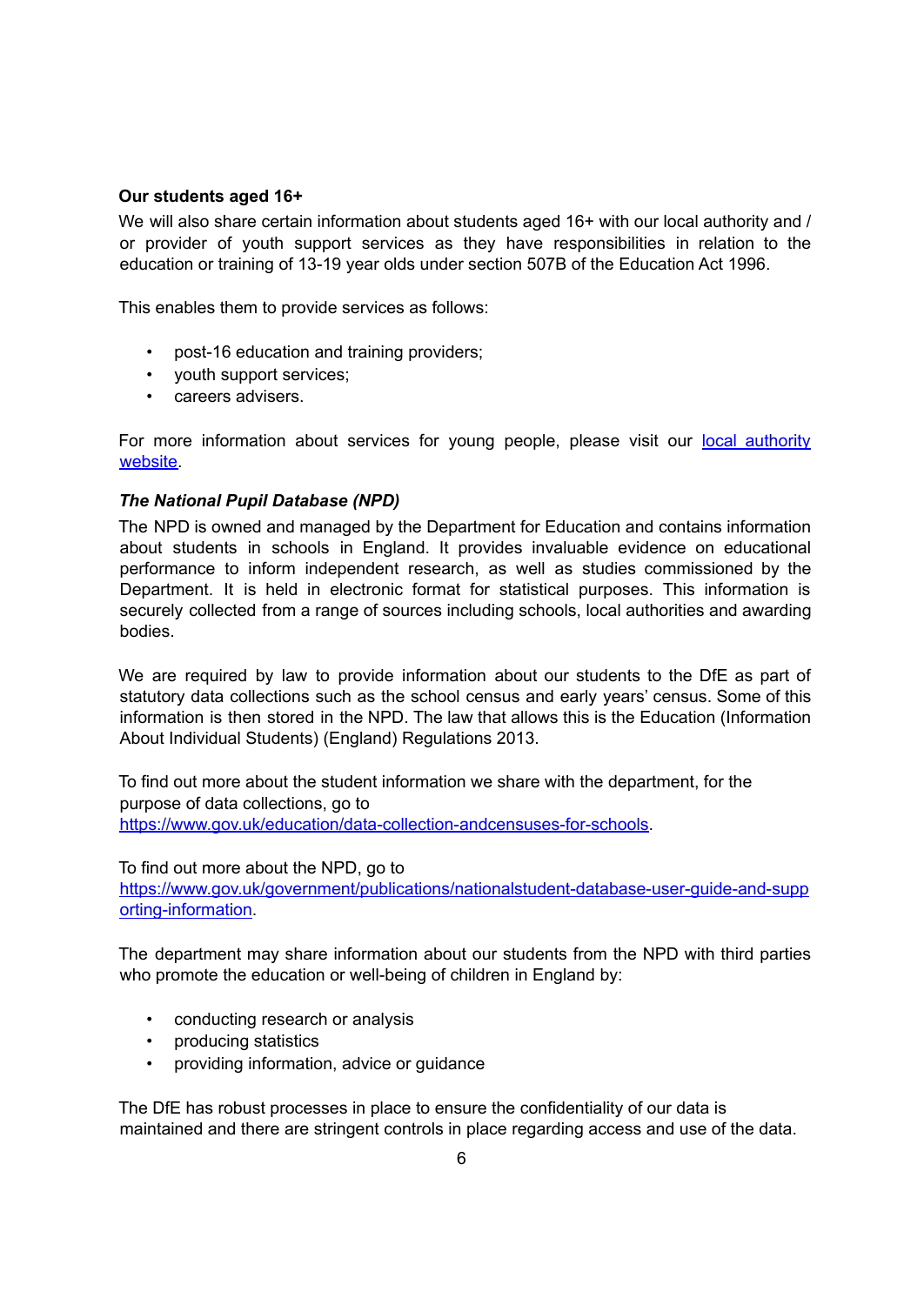**Our students aged 16+**

We will also share certain information about students aged 16+ with our local authority and / or provider of youth support services as they have responsibilities in relation to the education or training of 13-19 year olds under section 507B of the Education Act 1996.

This enables them to provide services as follows:

- post-16 education and training providers;
- youth support services;
- careers advisers.

For more information about services for young people, please visit our [local authority website](local authority website).

***The National Pupil Database (NPD)***

The NPD is owned and managed by the Department for Education and contains information about students in schools in England. It provides invaluable evidence on educational performance to inform independent research, as well as studies commissioned by the Department. It is held in electronic format for statistical purposes. This information is securely collected from a range of sources including schools, local authorities and awarding bodies.

We are required by law to provide information about our students to the DfE as part of statutory data collections such as the school census and early years' census. Some of this information is then stored in the NPD. The law that allows this is the Education (Information About Individual Students) (England) Regulations 2013.

To find out more about the student information we share with the department, for the purpose of data collections, go to [https://www.gov.uk/education/data-collection-andcensuses-for-schools](https://www.gov.uk/education/data-collection-andcensuses-for-schools).

To find out more about the NPD, go to [https://www.gov.uk/government/publications/nationalstudent-database-user-guide-and-supporting-information](https://www.gov.uk/government/publications/nationalstudent-database-user-guide-and-supporting-information).

The department may share information about our students from the NPD with third parties who promote the education or well-being of children in England by:

- conducting research or analysis
- producing statistics
- providing information, advice or guidance

The DfE has robust processes in place to ensure the confidentiality of our data is maintained and there are stringent controls in place regarding access and use of the data.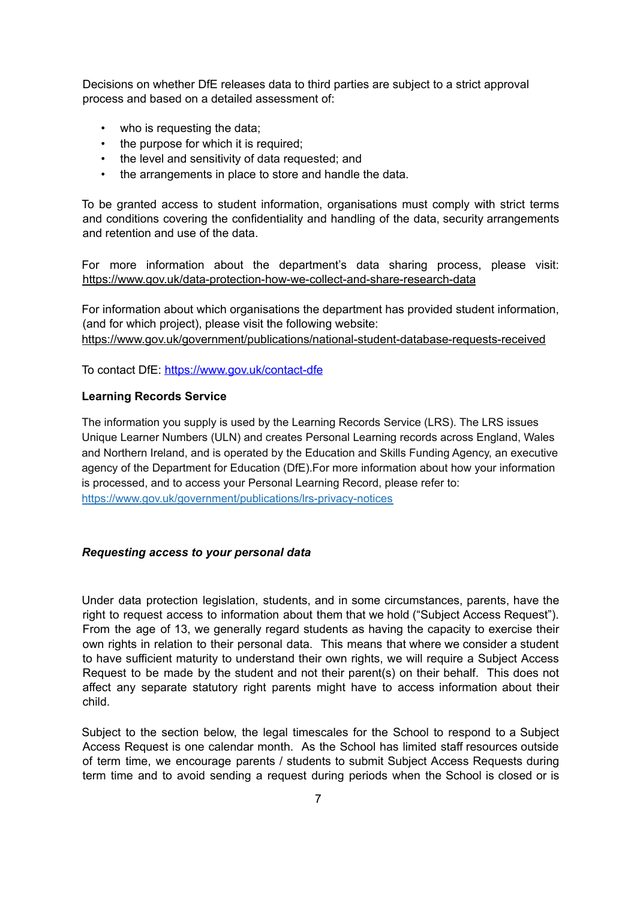Decisions on whether DfE releases data to third parties are subject to a strict approval process and based on a detailed assessment of:

- who is requesting the data;
- the purpose for which it is required;
- the level and sensitivity of data requested; and
- the arrangements in place to store and handle the data.

To be granted access to student information, organisations must comply with strict terms and conditions covering the confidentiality and handling of the data, security arrangements and retention and use of the data.

For more information about the department's data sharing process, please visit: https://www.gov.uk/data-protection-how-we-collect-and-share-research-data

For information about which organisations the department has provided student information, (and for which project), please visit the following website: https://www.gov.uk/government/publications/national-student-database-requests-received

To contact DfE: https://www.gov.uk/contact-dfe

**Learning Records Service**

The information you supply is used by the Learning Records Service (LRS). The LRS issues Unique Learner Numbers (ULN) and creates Personal Learning records across England, Wales and Northern Ireland, and is operated by the Education and Skills Funding Agency, an executive agency of the Department for Education (DfE).For more information about how your information is processed, and to access your Personal Learning Record, please refer to: https://www.gov.uk/government/publications/lrs-privacy-notices

***Requesting access to your personal data***

Under data protection legislation, students, and in some circumstances, parents, have the right to request access to information about them that we hold ("Subject Access Request"). From the age of 13, we generally regard students as having the capacity to exercise their own rights in relation to their personal data. This means that where we consider a student to have sufficient maturity to understand their own rights, we will require a Subject Access Request to be made by the student and not their parent(s) on their behalf. This does not affect any separate statutory right parents might have to access information about their child.

Subject to the section below, the legal timescales for the School to respond to a Subject Access Request is one calendar month. As the School has limited staff resources outside of term time, we encourage parents / students to submit Subject Access Requests during term time and to avoid sending a request during periods when the School is closed or is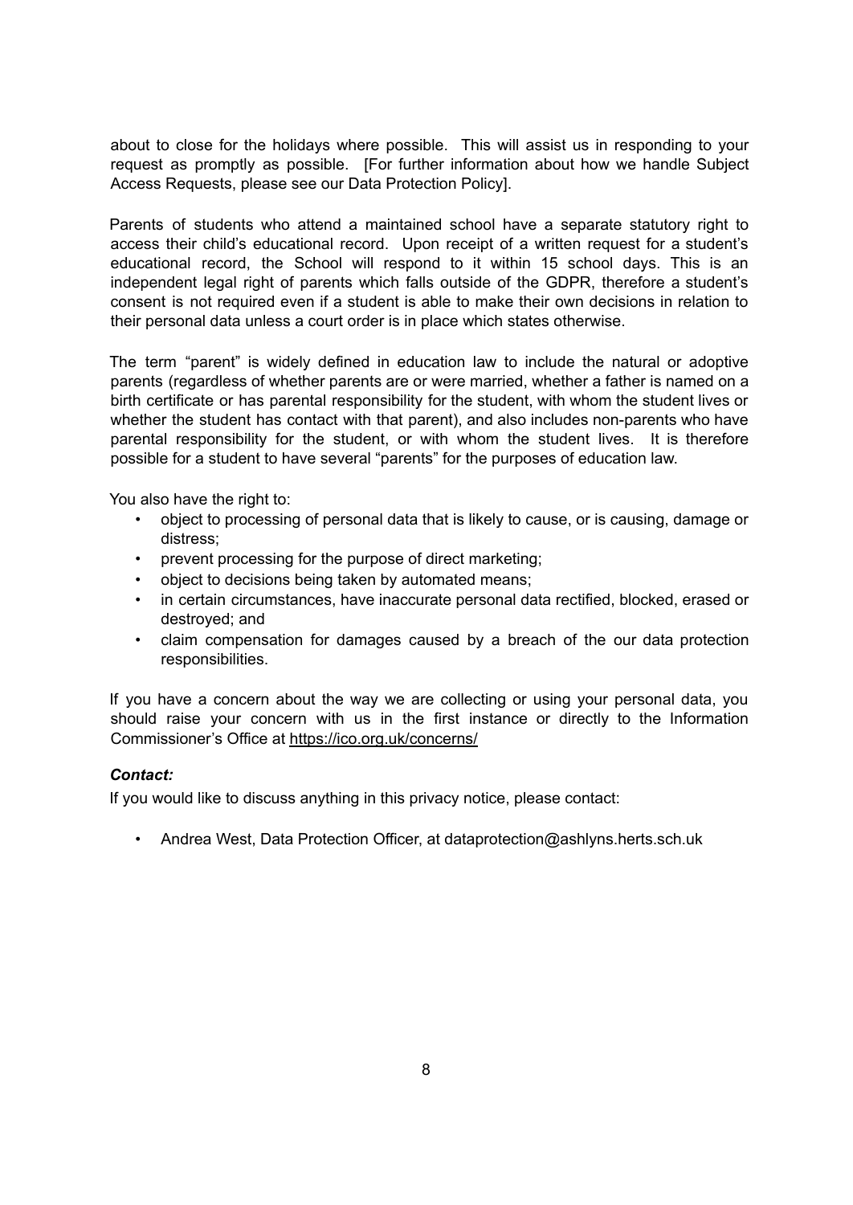about to close for the holidays where possible. This will assist us in responding to your request as promptly as possible. [For further information about how we handle Subject Access Requests, please see our Data Protection Policy].

Parents of students who attend a maintained school have a separate statutory right to access their child's educational record. Upon receipt of a written request for a student's educational record, the School will respond to it within 15 school days. This is an independent legal right of parents which falls outside of the GDPR, therefore a student's consent is not required even if a student is able to make their own decisions in relation to their personal data unless a court order is in place which states otherwise.

The term "parent" is widely defined in education law to include the natural or adoptive parents (regardless of whether parents are or were married, whether a father is named on a birth certificate or has parental responsibility for the student, with whom the student lives or whether the student has contact with that parent), and also includes non-parents who have parental responsibility for the student, or with whom the student lives. It is therefore possible for a student to have several "parents" for the purposes of education law.

You also have the right to:

- object to processing of personal data that is likely to cause, or is causing, damage or distress;
- prevent processing for the purpose of direct marketing;
- object to decisions being taken by automated means;
- in certain circumstances, have inaccurate personal data rectified, blocked, erased or destroyed; and
- claim compensation for damages caused by a breach of the our data protection responsibilities.

If you have a concern about the way we are collecting or using your personal data, you should raise your concern with us in the first instance or directly to the Information Commissioner's Office at https://ico.org.uk/concerns/

***Contact:***

If you would like to discuss anything in this privacy notice, please contact:

- Andrea West, Data Protection Officer, at dataprotection@ashlyns.herts.sch.uk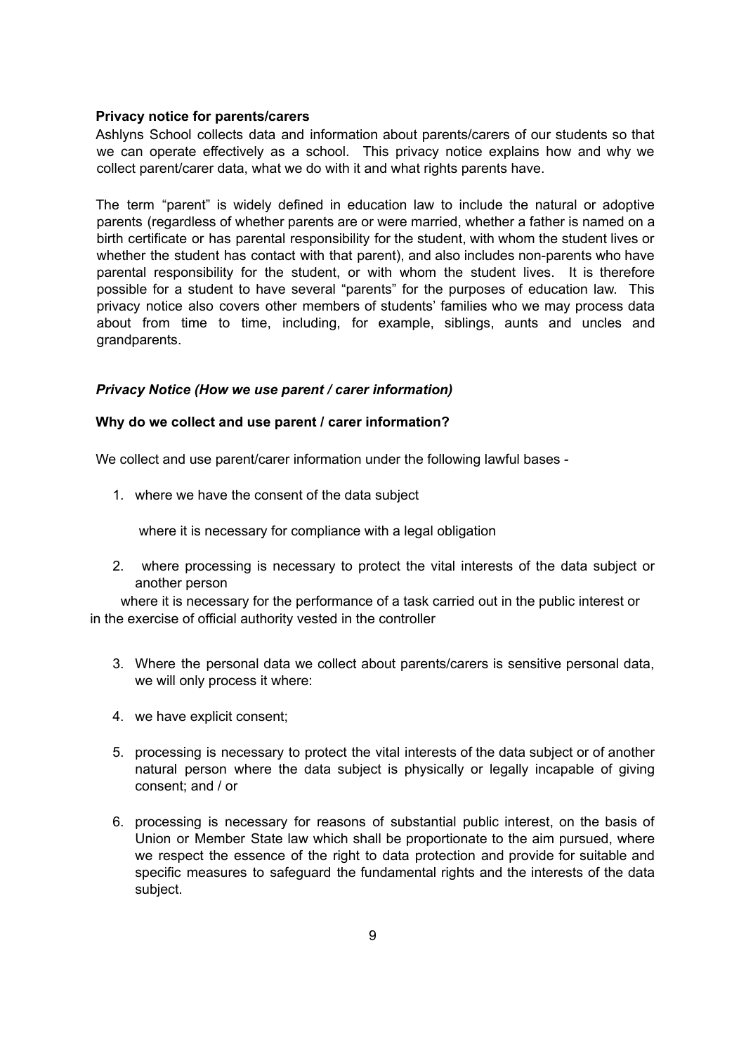**Privacy notice for parents/carers**

Ashlyns School collects data and information about parents/carers of our students so that we can operate effectively as a school. This privacy notice explains how and why we collect parent/carer data, what we do with it and what rights parents have.

The term "parent" is widely defined in education law to include the natural or adoptive parents (regardless of whether parents are or were married, whether a father is named on a birth certificate or has parental responsibility for the student, with whom the student lives or whether the student has contact with that parent), and also includes non-parents who have parental responsibility for the student, or with whom the student lives. It is therefore possible for a student to have several "parents" for the purposes of education law. This privacy notice also covers other members of students' families who we may process data about from time to time, including, for example, siblings, aunts and uncles and grandparents.

***Privacy Notice (How we use parent / carer information)***

**Why do we collect and use parent / carer information?**

We collect and use parent/carer information under the following lawful bases -

1. where we have the consent of the data subject

   where it is necessary for compliance with a legal obligation

2. where processing is necessary to protect the vital interests of the data subject or another person

   where it is necessary for the performance of a task carried out in the public interest or in the exercise of official authority vested in the controller

3. Where the personal data we collect about parents/carers is sensitive personal data, we will only process it where:

4. we have explicit consent;

5. processing is necessary to protect the vital interests of the data subject or of another natural person where the data subject is physically or legally incapable of giving consent; and / or

6. processing is necessary for reasons of substantial public interest, on the basis of Union or Member State law which shall be proportionate to the aim pursued, where we respect the essence of the right to data protection and provide for suitable and specific measures to safeguard the fundamental rights and the interests of the data subject.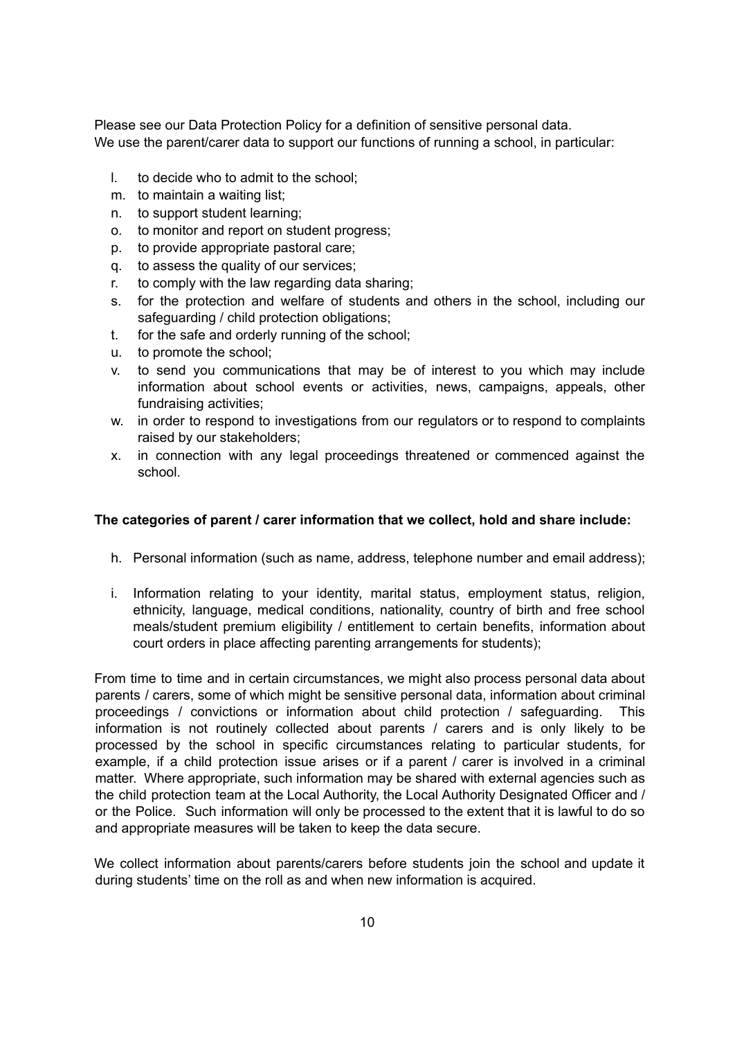Please see our Data Protection Policy for a definition of sensitive personal data.
We use the parent/carer data to support our functions of running a school, in particular:

l. to decide who to admit to the school;
m. to maintain a waiting list;
n. to support student learning;
o. to monitor and report on student progress;
p. to provide appropriate pastoral care;
q. to assess the quality of our services;
r. to comply with the law regarding data sharing;
s. for the protection and welfare of students and others in the school, including our safeguarding / child protection obligations;
t. for the safe and orderly running of the school;
u. to promote the school;
v. to send you communications that may be of interest to you which may include information about school events or activities, news, campaigns, appeals, other fundraising activities;
w. in order to respond to investigations from our regulators or to respond to complaints raised by our stakeholders;
x. in connection with any legal proceedings threatened or commenced against the school.

**The categories of parent / carer information that we collect, hold and share include:**

h. Personal information (such as name, address, telephone number and email address);

i. Information relating to your identity, marital status, employment status, religion, ethnicity, language, medical conditions, nationality, country of birth and free school meals/student premium eligibility / entitlement to certain benefits, information about court orders in place affecting parenting arrangements for students);

From time to time and in certain circumstances, we might also process personal data about parents / carers, some of which might be sensitive personal data, information about criminal proceedings / convictions or information about child protection / safeguarding. This information is not routinely collected about parents / carers and is only likely to be processed by the school in specific circumstances relating to particular students, for example, if a child protection issue arises or if a parent / carer is involved in a criminal matter. Where appropriate, such information may be shared with external agencies such as the child protection team at the Local Authority, the Local Authority Designated Officer and / or the Police. Such information will only be processed to the extent that it is lawful to do so and appropriate measures will be taken to keep the data secure.

We collect information about parents/carers before students join the school and update it during students' time on the roll as and when new information is acquired.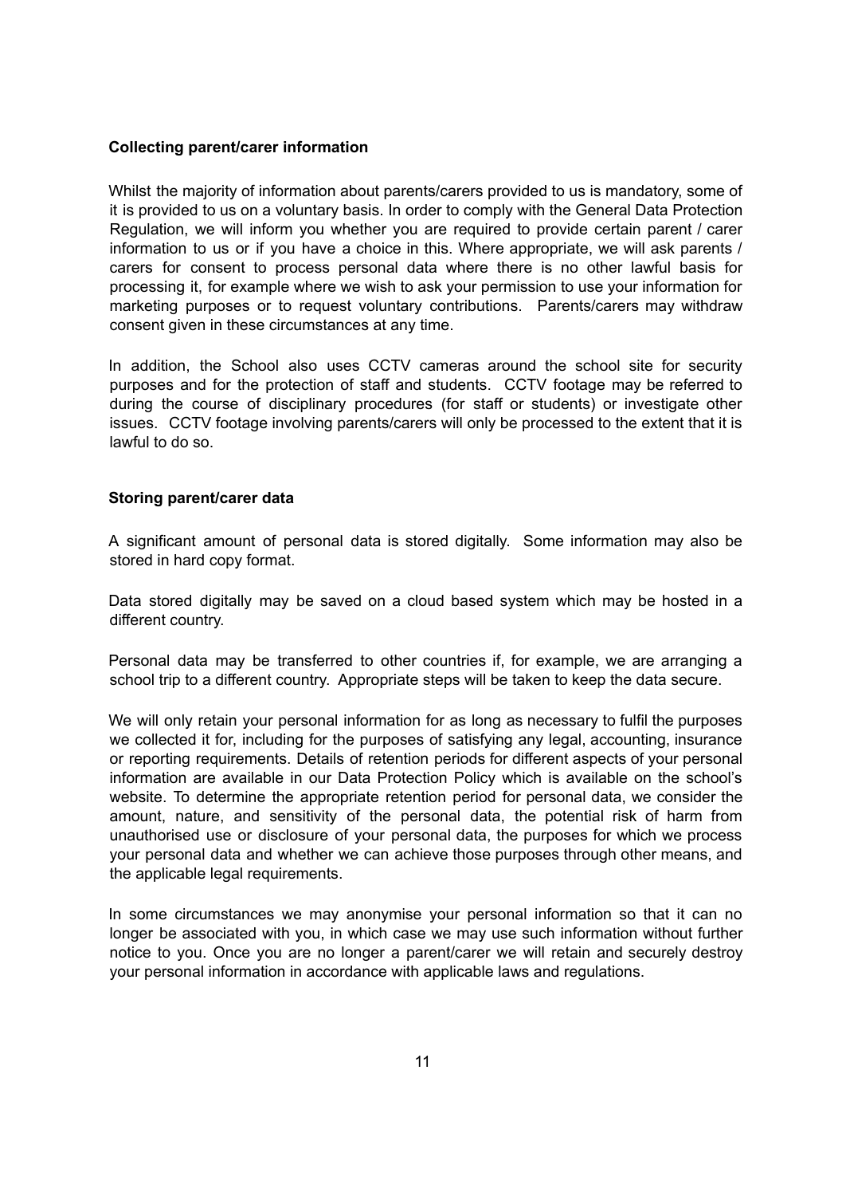### Collecting parent/carer information

Whilst the majority of information about parents/carers provided to us is mandatory, some of it is provided to us on a voluntary basis. In order to comply with the General Data Protection Regulation, we will inform you whether you are required to provide certain parent / carer information to us or if you have a choice in this. Where appropriate, we will ask parents / carers for consent to process personal data where there is no other lawful basis for processing it, for example where we wish to ask your permission to use your information for marketing purposes or to request voluntary contributions. Parents/carers may withdraw consent given in these circumstances at any time.

In addition, the School also uses CCTV cameras around the school site for security purposes and for the protection of staff and students. CCTV footage may be referred to during the course of disciplinary procedures (for staff or students) or investigate other issues. CCTV footage involving parents/carers will only be processed to the extent that it is lawful to do so.

### Storing parent/carer data

A significant amount of personal data is stored digitally. Some information may also be stored in hard copy format.

Data stored digitally may be saved on a cloud based system which may be hosted in a different country.

Personal data may be transferred to other countries if, for example, we are arranging a school trip to a different country. Appropriate steps will be taken to keep the data secure.

We will only retain your personal information for as long as necessary to fulfil the purposes we collected it for, including for the purposes of satisfying any legal, accounting, insurance or reporting requirements. Details of retention periods for different aspects of your personal information are available in our Data Protection Policy which is available on the school's website. To determine the appropriate retention period for personal data, we consider the amount, nature, and sensitivity of the personal data, the potential risk of harm from unauthorised use or disclosure of your personal data, the purposes for which we process your personal data and whether we can achieve those purposes through other means, and the applicable legal requirements.

In some circumstances we may anonymise your personal information so that it can no longer be associated with you, in which case we may use such information without further notice to you. Once you are no longer a parent/carer we will retain and securely destroy your personal information in accordance with applicable laws and regulations.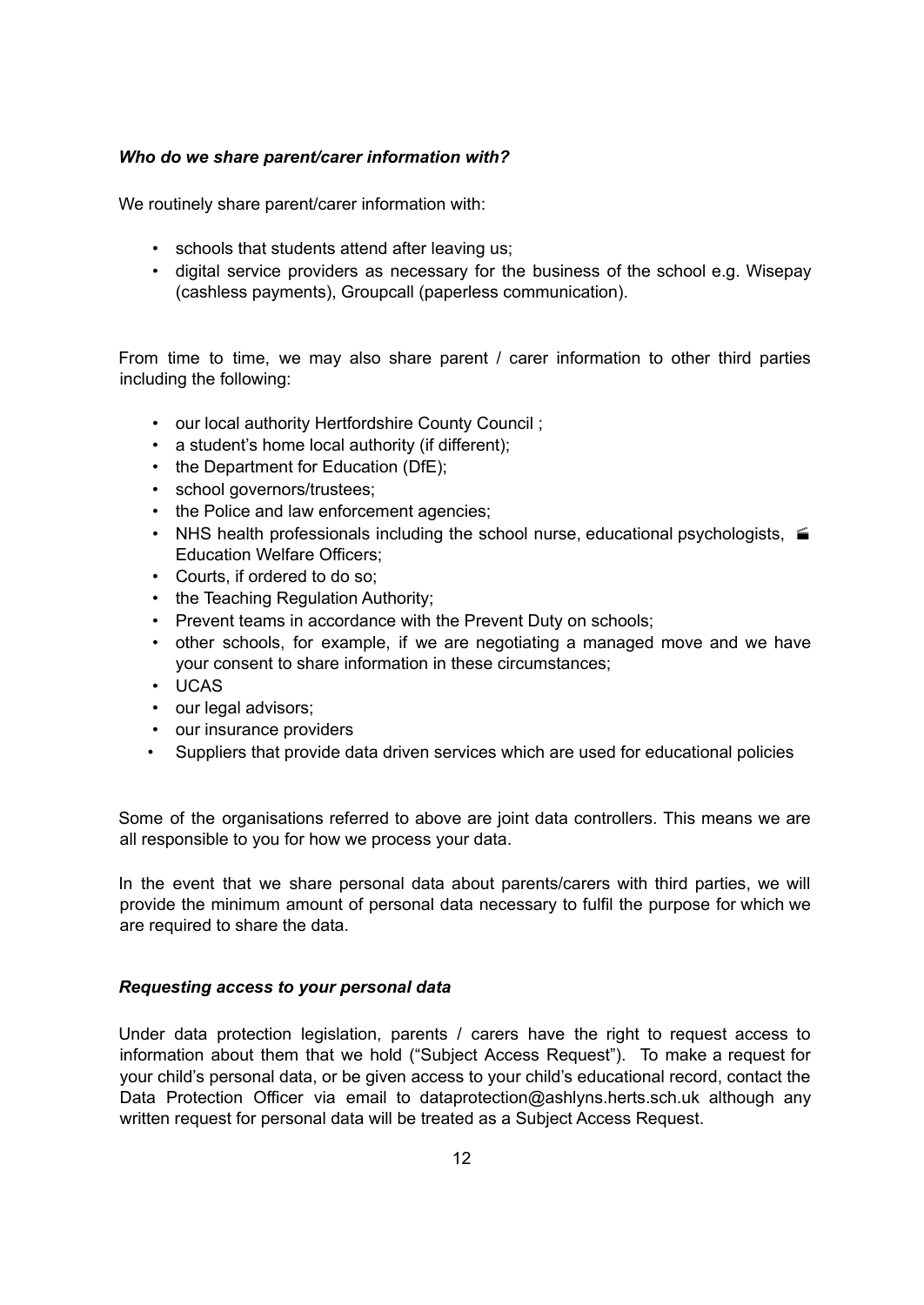***Who do we share parent/carer information with?***

We routinely share parent/carer information with:

- schools that students attend after leaving us;
- digital service providers as necessary for the business of the school e.g. Wisepay (cashless payments), Groupcall (paperless communication).

From time to time, we may also share parent / carer information to other third parties including the following:

- our local authority Hertfordshire County Council ;
- a student's home local authority (if different);
- the Department for Education (DfE);
- school governors/trustees;
- the Police and law enforcement agencies;
- NHS health professionals including the school nurse, educational psychologists, Education Welfare Officers;
- Courts, if ordered to do so;
- the Teaching Regulation Authority;
- Prevent teams in accordance with the Prevent Duty on schools;
- other schools, for example, if we are negotiating a managed move and we have your consent to share information in these circumstances;
- UCAS
- our legal advisors;
- our insurance providers
- Suppliers that provide data driven services which are used for educational policies

Some of the organisations referred to above are joint data controllers. This means we are all responsible to you for how we process your data.

In the event that we share personal data about parents/carers with third parties, we will provide the minimum amount of personal data necessary to fulfil the purpose for which we are required to share the data.

***Requesting access to your personal data***

Under data protection legislation, parents / carers have the right to request access to information about them that we hold ("Subject Access Request"). To make a request for your child's personal data, or be given access to your child's educational record, contact the Data Protection Officer via email to dataprotection@ashlyns.herts.sch.uk although any written request for personal data will be treated as a Subject Access Request.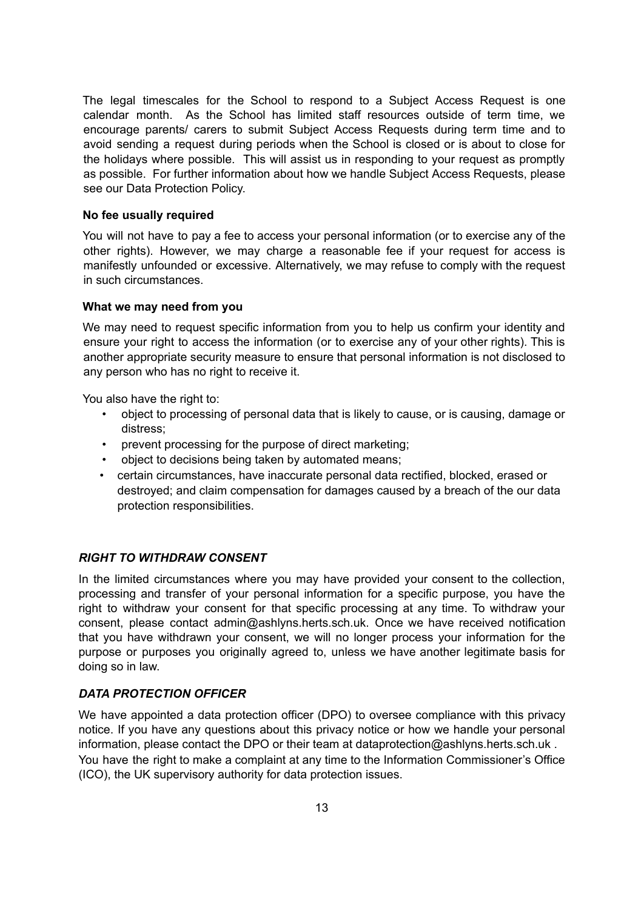The legal timescales for the School to respond to a Subject Access Request is one calendar month. As the School has limited staff resources outside of term time, we encourage parents/ carers to submit Subject Access Requests during term time and to avoid sending a request during periods when the School is closed or is about to close for the holidays where possible. This will assist us in responding to your request as promptly as possible. For further information about how we handle Subject Access Requests, please see our Data Protection Policy.

**No fee usually required**

You will not have to pay a fee to access your personal information (or to exercise any of the other rights). However, we may charge a reasonable fee if your request for access is manifestly unfounded or excessive. Alternatively, we may refuse to comply with the request in such circumstances.

**What we may need from you**

We may need to request specific information from you to help us confirm your identity and ensure your right to access the information (or to exercise any of your other rights). This is another appropriate security measure to ensure that personal information is not disclosed to any person who has no right to receive it.

You also have the right to:

- object to processing of personal data that is likely to cause, or is causing, damage or distress;
- prevent processing for the purpose of direct marketing;
- object to decisions being taken by automated means;
- certain circumstances, have inaccurate personal data rectified, blocked, erased or destroyed; and claim compensation for damages caused by a breach of the our data protection responsibilities.

### *RIGHT TO WITHDRAW CONSENT*

In the limited circumstances where you may have provided your consent to the collection, processing and transfer of your personal information for a specific purpose, you have the right to withdraw your consent for that specific processing at any time. To withdraw your consent, please contact admin@ashlyns.herts.sch.uk. Once we have received notification that you have withdrawn your consent, we will no longer process your information for the purpose or purposes you originally agreed to, unless we have another legitimate basis for doing so in law.

### *DATA PROTECTION OFFICER*

We have appointed a data protection officer (DPO) to oversee compliance with this privacy notice. If you have any questions about this privacy notice or how we handle your personal information, please contact the DPO or their team at dataprotection@ashlyns.herts.sch.uk .
You have the right to make a complaint at any time to the Information Commissioner's Office (ICO), the UK supervisory authority for data protection issues.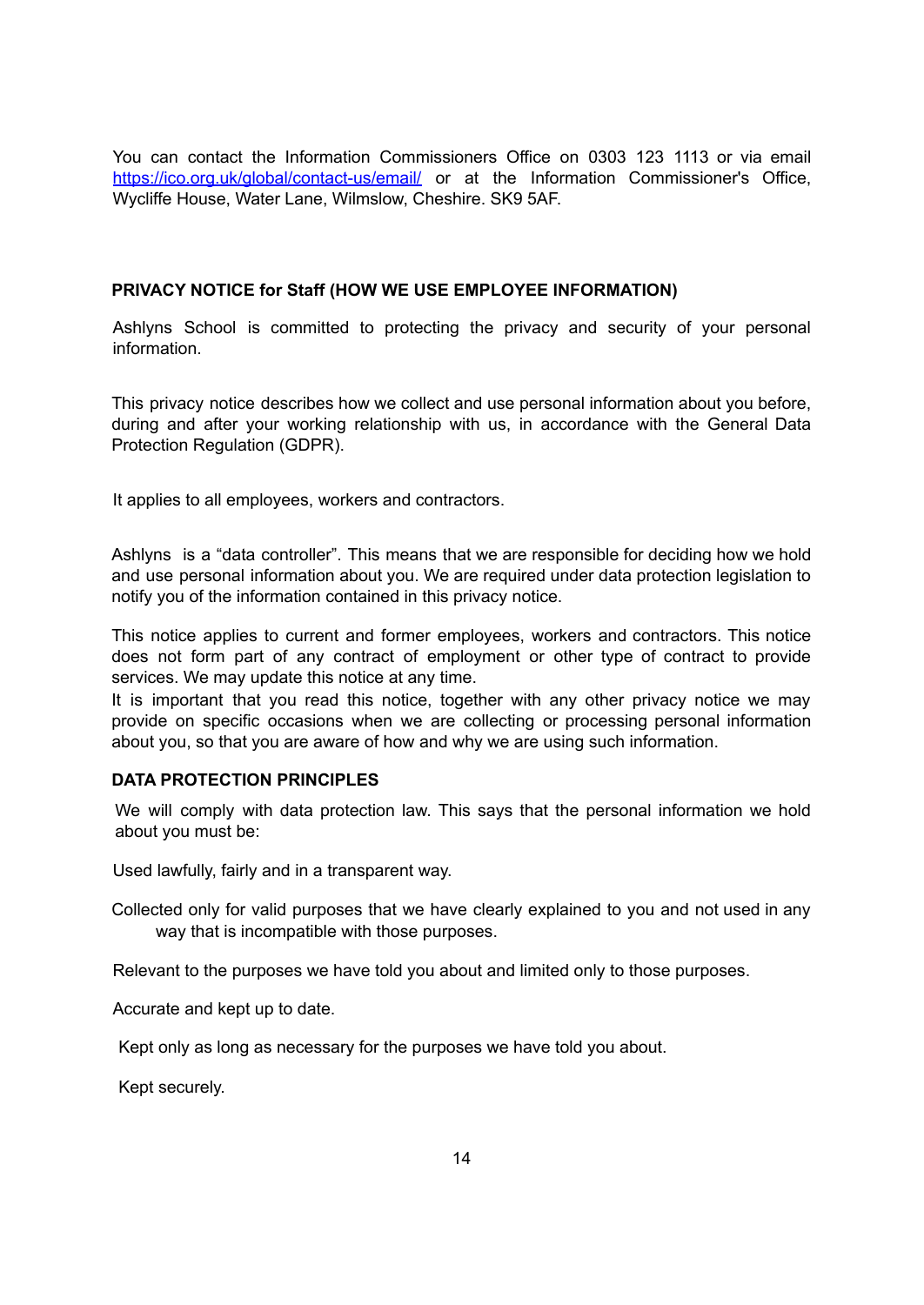You can contact the Information Commissioners Office on 0303 123 1113 or via email https://ico.org.uk/global/contact-us/email/ or at the Information Commissioner's Office, Wycliffe House, Water Lane, Wilmslow, Cheshire. SK9 5AF.

**PRIVACY NOTICE for Staff (HOW WE USE EMPLOYEE INFORMATION)**

Ashlyns School is committed to protecting the privacy and security of your personal information.

This privacy notice describes how we collect and use personal information about you before, during and after your working relationship with us, in accordance with the General Data Protection Regulation (GDPR).

It applies to all employees, workers and contractors.

Ashlyns is a "data controller". This means that we are responsible for deciding how we hold and use personal information about you. We are required under data protection legislation to notify you of the information contained in this privacy notice.

This notice applies to current and former employees, workers and contractors. This notice does not form part of any contract of employment or other type of contract to provide services. We may update this notice at any time.

It is important that you read this notice, together with any other privacy notice we may provide on specific occasions when we are collecting or processing personal information about you, so that you are aware of how and why we are using such information.

**DATA PROTECTION PRINCIPLES**

We will comply with data protection law. This says that the personal information we hold about you must be:

Used lawfully, fairly and in a transparent way.

Collected only for valid purposes that we have clearly explained to you and not used in any way that is incompatible with those purposes.

Relevant to the purposes we have told you about and limited only to those purposes.

Accurate and kept up to date.

Kept only as long as necessary for the purposes we have told you about.

Kept securely.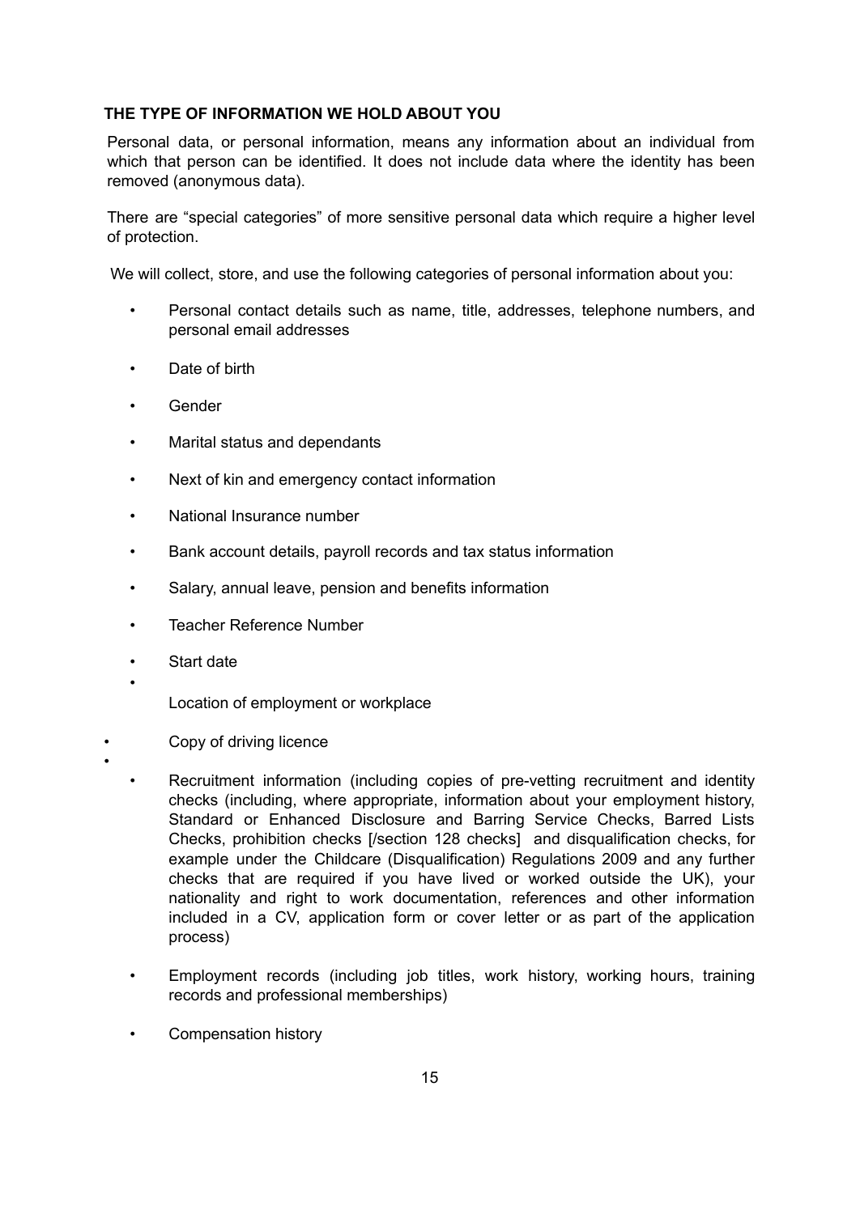## THE TYPE OF INFORMATION WE HOLD ABOUT YOU

Personal data, or personal information, means any information about an individual from which that person can be identified. It does not include data where the identity has been removed (anonymous data).

There are "special categories" of more sensitive personal data which require a higher level of protection.

We will collect, store, and use the following categories of personal information about you:

- Personal contact details such as name, title, addresses, telephone numbers, and personal email addresses
- Date of birth
- Gender
- Marital status and dependants
- Next of kin and emergency contact information
- National Insurance number
- Bank account details, payroll records and tax status information
- Salary, annual leave, pension and benefits information
- Teacher Reference Number
- Start date
- Location of employment or workplace
- Copy of driving licence
- Recruitment information (including copies of pre-vetting recruitment and identity checks (including, where appropriate, information about your employment history, Standard or Enhanced Disclosure and Barring Service Checks, Barred Lists Checks, prohibition checks [/section 128 checks] and disqualification checks, for example under the Childcare (Disqualification) Regulations 2009 and any further checks that are required if you have lived or worked outside the UK), your nationality and right to work documentation, references and other information included in a CV, application form or cover letter or as part of the application process)
- Employment records (including job titles, work history, working hours, training records and professional memberships)
- Compensation history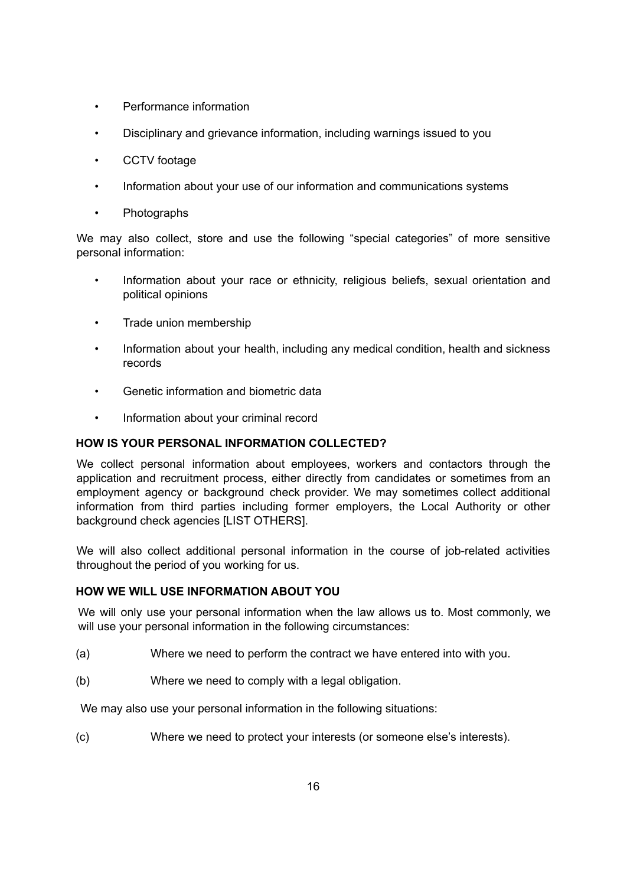- Performance information
- Disciplinary and grievance information, including warnings issued to you
- CCTV footage
- Information about your use of our information and communications systems
- Photographs

We may also collect, store and use the following "special categories" of more sensitive personal information:

- Information about your race or ethnicity, religious beliefs, sexual orientation and political opinions
- Trade union membership
- Information about your health, including any medical condition, health and sickness records
- Genetic information and biometric data
- Information about your criminal record

**HOW IS YOUR PERSONAL INFORMATION COLLECTED?**

We collect personal information about employees, workers and contactors through the application and recruitment process, either directly from candidates or sometimes from an employment agency or background check provider. We may sometimes collect additional information from third parties including former employers, the Local Authority or other background check agencies [LIST OTHERS].

We will also collect additional personal information in the course of job-related activities throughout the period of you working for us.

**HOW WE WILL USE INFORMATION ABOUT YOU**

We will only use your personal information when the law allows us to. Most commonly, we will use your personal information in the following circumstances:

(a) Where we need to perform the contract we have entered into with you.

(b) Where we need to comply with a legal obligation.

We may also use your personal information in the following situations:

(c) Where we need to protect your interests (or someone else's interests).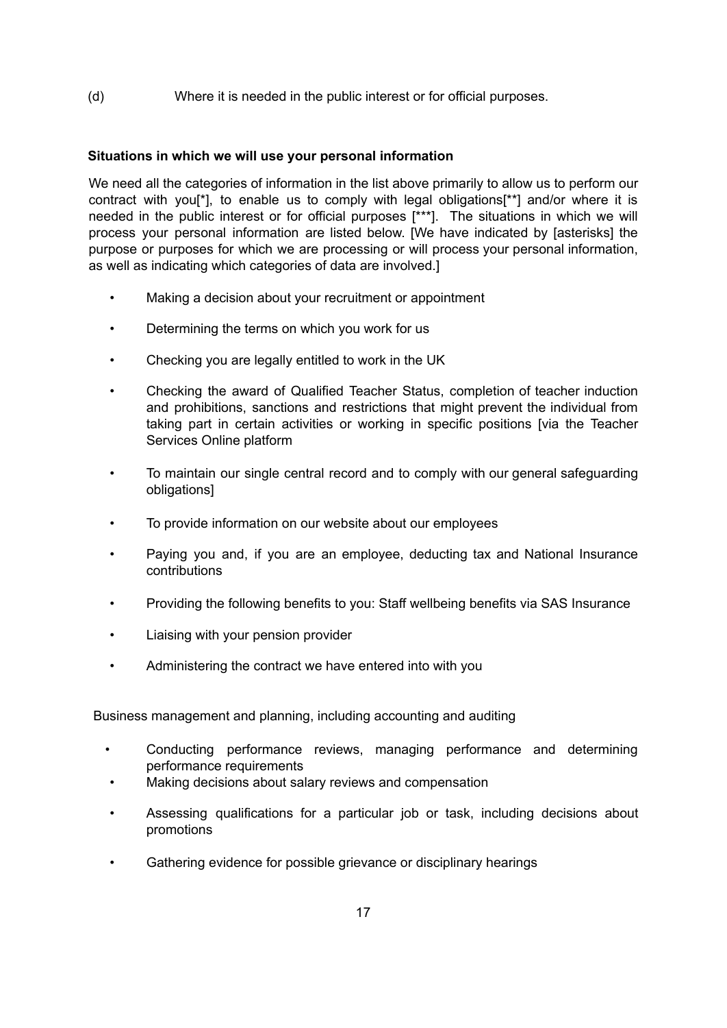(d) Where it is needed in the public interest or for official purposes.

**Situations in which we will use your personal information**

We need all the categories of information in the list above primarily to allow us to perform our contract with you[*], to enable us to comply with legal obligations[**] and/or where it is needed in the public interest or for official purposes [***]. The situations in which we will process your personal information are listed below. [We have indicated by [asterisks] the purpose or purposes for which we are processing or will process your personal information, as well as indicating which categories of data are involved.]

- Making a decision about your recruitment or appointment
- Determining the terms on which you work for us
- Checking you are legally entitled to work in the UK
- Checking the award of Qualified Teacher Status, completion of teacher induction and prohibitions, sanctions and restrictions that might prevent the individual from taking part in certain activities or working in specific positions [via the Teacher Services Online platform
- To maintain our single central record and to comply with our general safeguarding obligations]
- To provide information on our website about our employees
- Paying you and, if you are an employee, deducting tax and National Insurance contributions
- Providing the following benefits to you: Staff wellbeing benefits via SAS Insurance
- Liaising with your pension provider
- Administering the contract we have entered into with you

Business management and planning, including accounting and auditing

- Conducting performance reviews, managing performance and determining performance requirements
- Making decisions about salary reviews and compensation
- Assessing qualifications for a particular job or task, including decisions about promotions
- Gathering evidence for possible grievance or disciplinary hearings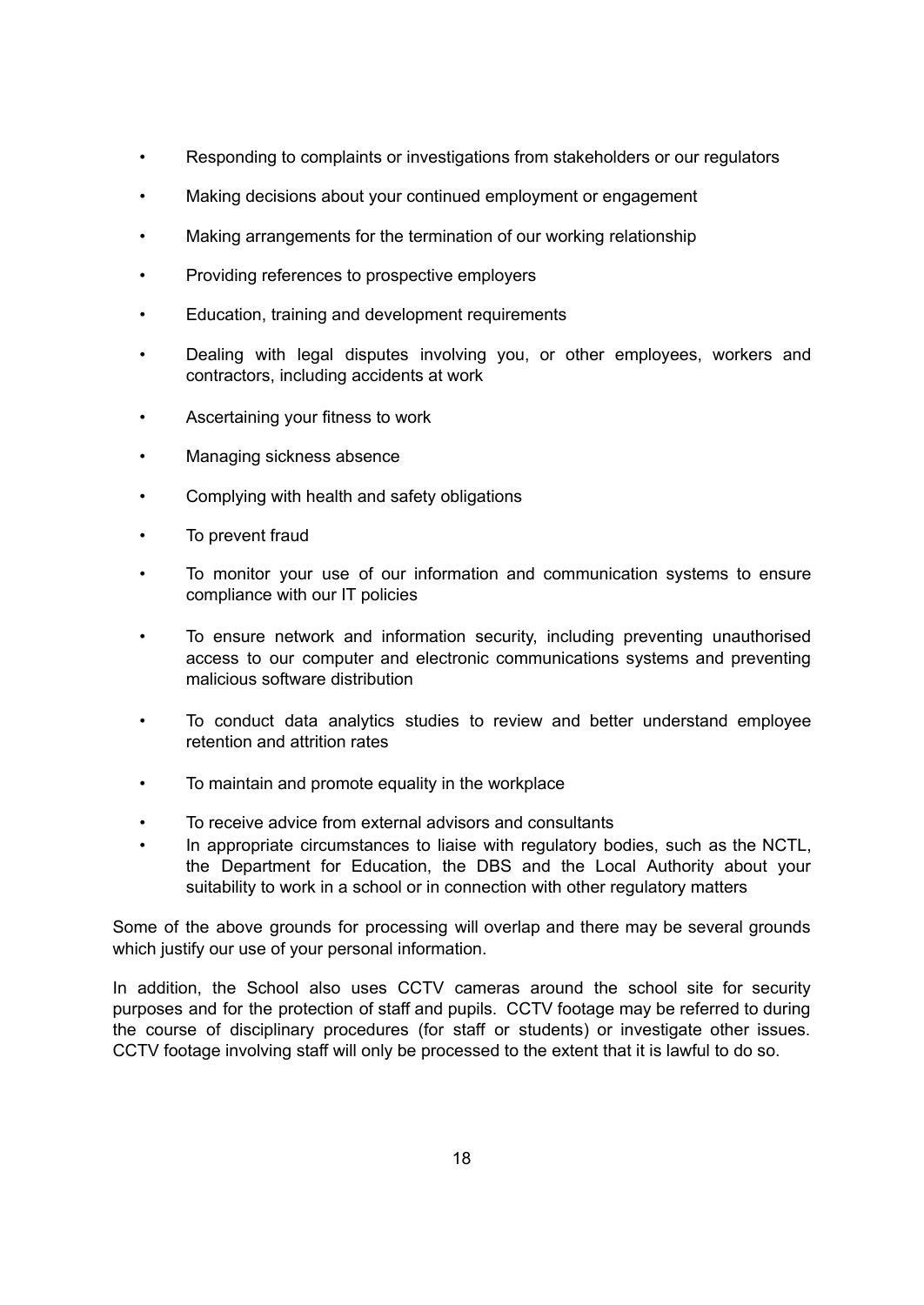- Responding to complaints or investigations from stakeholders or our regulators
- Making decisions about your continued employment or engagement
- Making arrangements for the termination of our working relationship
- Providing references to prospective employers
- Education, training and development requirements
- Dealing with legal disputes involving you, or other employees, workers and contractors, including accidents at work
- Ascertaining your fitness to work
- Managing sickness absence
- Complying with health and safety obligations
- To prevent fraud
- To monitor your use of our information and communication systems to ensure compliance with our IT policies
- To ensure network and information security, including preventing unauthorised access to our computer and electronic communications systems and preventing malicious software distribution
- To conduct data analytics studies to review and better understand employee retention and attrition rates
- To maintain and promote equality in the workplace
- To receive advice from external advisors and consultants
- In appropriate circumstances to liaise with regulatory bodies, such as the NCTL, the Department for Education, the DBS and the Local Authority about your suitability to work in a school or in connection with other regulatory matters

Some of the above grounds for processing will overlap and there may be several grounds which justify our use of your personal information.

In addition, the School also uses CCTV cameras around the school site for security purposes and for the protection of staff and pupils. CCTV footage may be referred to during the course of disciplinary procedures (for staff or students) or investigate other issues. CCTV footage involving staff will only be processed to the extent that it is lawful to do so.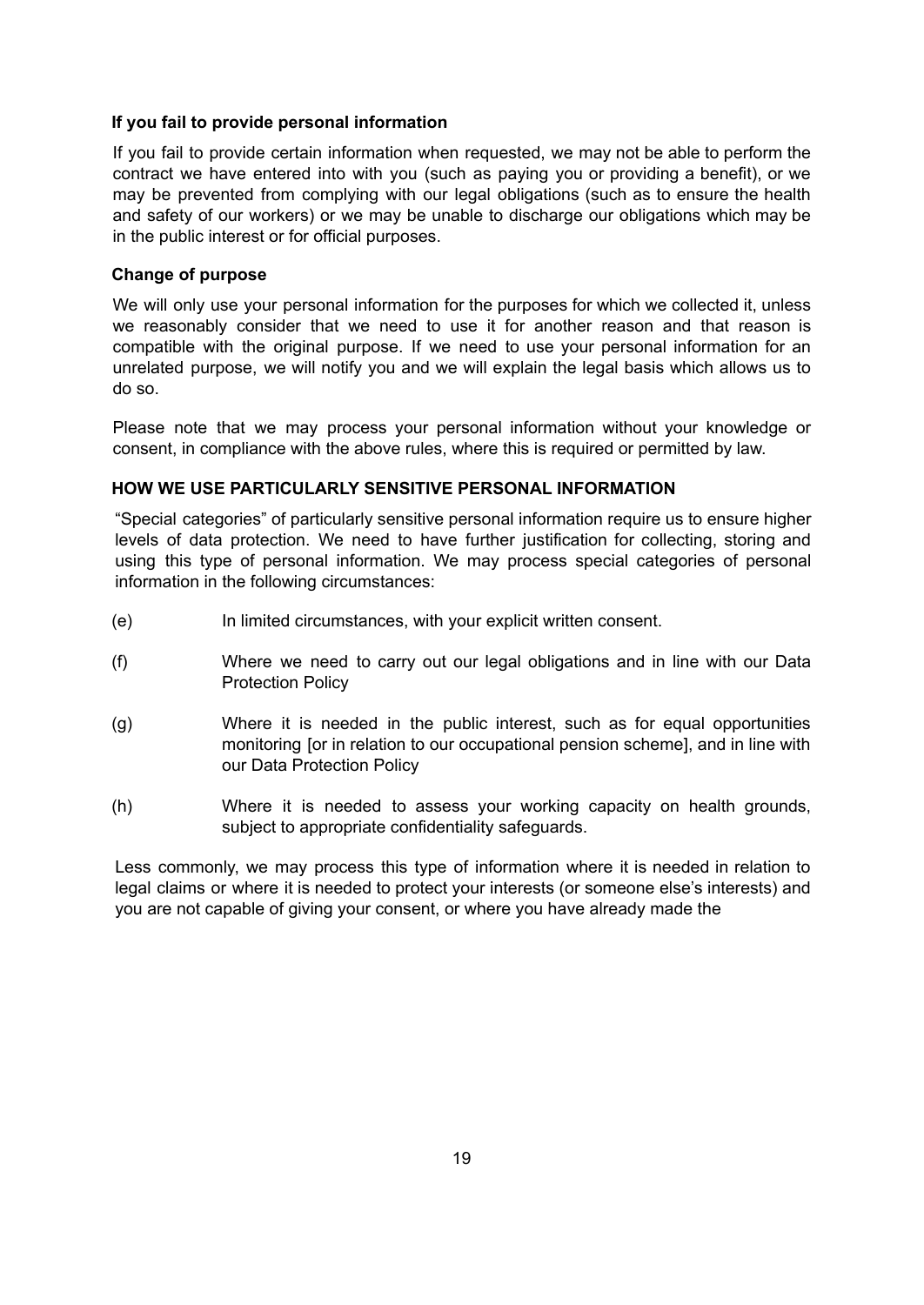### If you fail to provide personal information

If you fail to provide certain information when requested, we may not be able to perform the contract we have entered into with you (such as paying you or providing a benefit), or we may be prevented from complying with our legal obligations (such as to ensure the health and safety of our workers) or we may be unable to discharge our obligations which may be in the public interest or for official purposes.

### Change of purpose

We will only use your personal information for the purposes for which we collected it, unless we reasonably consider that we need to use it for another reason and that reason is compatible with the original purpose. If we need to use your personal information for an unrelated purpose, we will notify you and we will explain the legal basis which allows us to do so.

Please note that we may process your personal information without your knowledge or consent, in compliance with the above rules, where this is required or permitted by law.

### HOW WE USE PARTICULARLY SENSITIVE PERSONAL INFORMATION

"Special categories" of particularly sensitive personal information require us to ensure higher levels of data protection. We need to have further justification for collecting, storing and using this type of personal information. We may process special categories of personal information in the following circumstances:

(e) In limited circumstances, with your explicit written consent.

(f) Where we need to carry out our legal obligations and in line with our Data Protection Policy

(g) Where it is needed in the public interest, such as for equal opportunities monitoring [or in relation to our occupational pension scheme], and in line with our Data Protection Policy

(h) Where it is needed to assess your working capacity on health grounds, subject to appropriate confidentiality safeguards.

Less commonly, we may process this type of information where it is needed in relation to legal claims or where it is needed to protect your interests (or someone else's interests) and you are not capable of giving your consent, or where you have already made the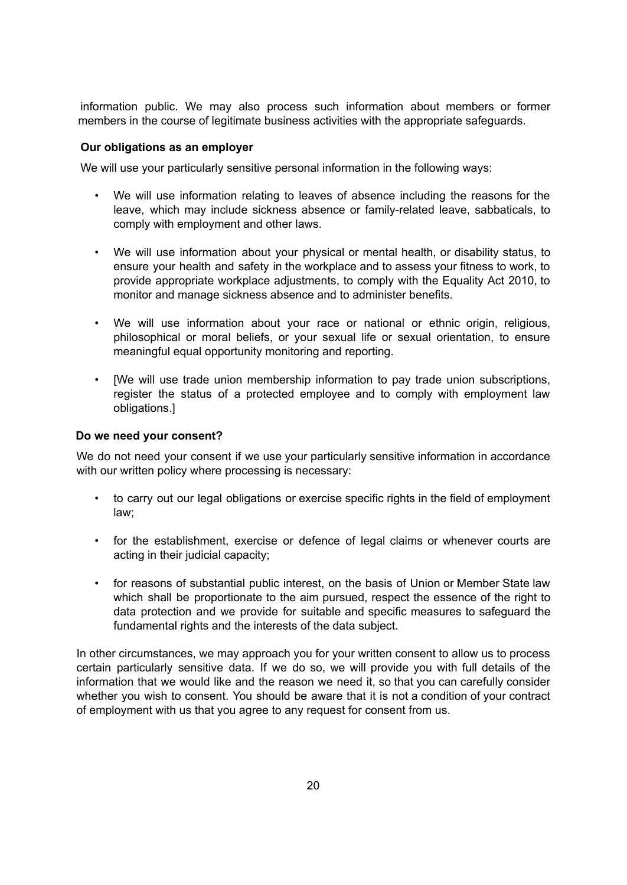information public. We may also process such information about members or former members in the course of legitimate business activities with the appropriate safeguards.

**Our obligations as an employer**

We will use your particularly sensitive personal information in the following ways:

- We will use information relating to leaves of absence including the reasons for the leave, which may include sickness absence or family-related leave, sabbaticals, to comply with employment and other laws.

- We will use information about your physical or mental health, or disability status, to ensure your health and safety in the workplace and to assess your fitness to work, to provide appropriate workplace adjustments, to comply with the Equality Act 2010, to monitor and manage sickness absence and to administer benefits.

- We will use information about your race or national or ethnic origin, religious, philosophical or moral beliefs, or your sexual life or sexual orientation, to ensure meaningful equal opportunity monitoring and reporting.

- [We will use trade union membership information to pay trade union subscriptions, register the status of a protected employee and to comply with employment law obligations.]

**Do we need your consent?**

We do not need your consent if we use your particularly sensitive information in accordance with our written policy where processing is necessary:

- to carry out our legal obligations or exercise specific rights in the field of employment law;

- for the establishment, exercise or defence of legal claims or whenever courts are acting in their judicial capacity;

- for reasons of substantial public interest, on the basis of Union or Member State law which shall be proportionate to the aim pursued, respect the essence of the right to data protection and we provide for suitable and specific measures to safeguard the fundamental rights and the interests of the data subject.

In other circumstances, we may approach you for your written consent to allow us to process certain particularly sensitive data. If we do so, we will provide you with full details of the information that we would like and the reason we need it, so that you can carefully consider whether you wish to consent. You should be aware that it is not a condition of your contract of employment with us that you agree to any request for consent from us.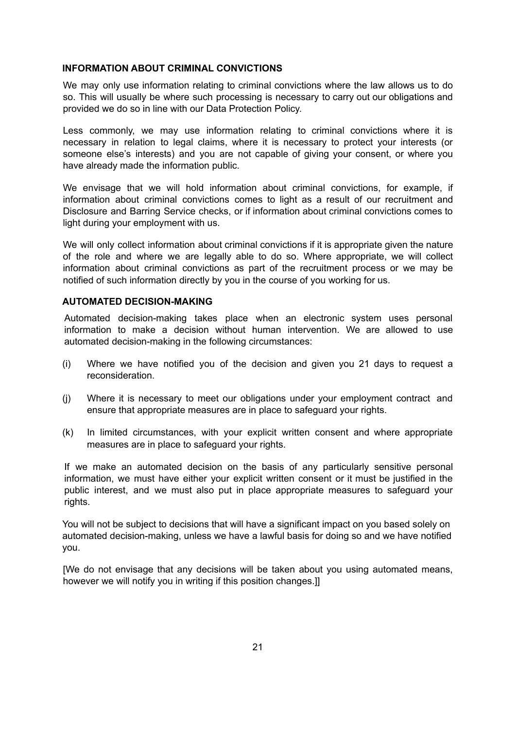## INFORMATION ABOUT CRIMINAL CONVICTIONS

We may only use information relating to criminal convictions where the law allows us to do so. This will usually be where such processing is necessary to carry out our obligations and provided we do so in line with our Data Protection Policy.

Less commonly, we may use information relating to criminal convictions where it is necessary in relation to legal claims, where it is necessary to protect your interests (or someone else's interests) and you are not capable of giving your consent, or where you have already made the information public.

We envisage that we will hold information about criminal convictions, for example, if information about criminal convictions comes to light as a result of our recruitment and Disclosure and Barring Service checks, or if information about criminal convictions comes to light during your employment with us.

We will only collect information about criminal convictions if it is appropriate given the nature of the role and where we are legally able to do so. Where appropriate, we will collect information about criminal convictions as part of the recruitment process or we may be notified of such information directly by you in the course of you working for us.

## AUTOMATED DECISION-MAKING

Automated decision-making takes place when an electronic system uses personal information to make a decision without human intervention. We are allowed to use automated decision-making in the following circumstances:

(i) Where we have notified you of the decision and given you 21 days to request a reconsideration.

(j) Where it is necessary to meet our obligations under your employment contract and ensure that appropriate measures are in place to safeguard your rights.

(k) In limited circumstances, with your explicit written consent and where appropriate measures are in place to safeguard your rights.

If we make an automated decision on the basis of any particularly sensitive personal information, we must have either your explicit written consent or it must be justified in the public interest, and we must also put in place appropriate measures to safeguard your rights.

You will not be subject to decisions that will have a significant impact on you based solely on automated decision-making, unless we have a lawful basis for doing so and we have notified you.

[We do not envisage that any decisions will be taken about you using automated means, however we will notify you in writing if this position changes.]]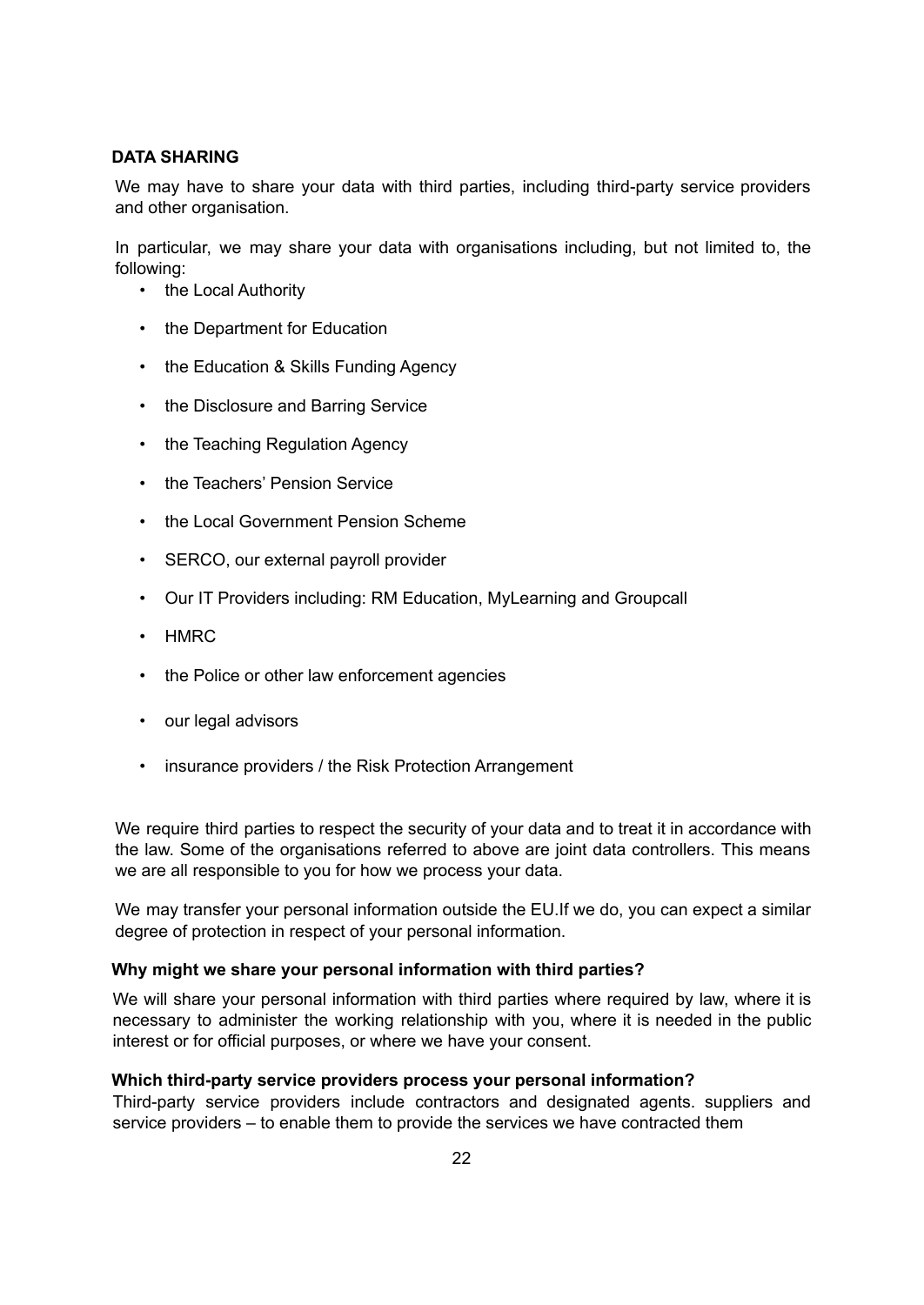## DATA SHARING

We may have to share your data with third parties, including third-party service providers and other organisation.

In particular, we may share your data with organisations including, but not limited to, the following:

- the Local Authority
- the Department for Education
- the Education & Skills Funding Agency
- the Disclosure and Barring Service
- the Teaching Regulation Agency
- the Teachers' Pension Service
- the Local Government Pension Scheme
- SERCO, our external payroll provider
- Our IT Providers including: RM Education, MyLearning and Groupcall
- HMRC
- the Police or other law enforcement agencies
- our legal advisors
- insurance providers / the Risk Protection Arrangement

We require third parties to respect the security of your data and to treat it in accordance with the law. Some of the organisations referred to above are joint data controllers. This means we are all responsible to you for how we process your data.

We may transfer your personal information outside the EU.If we do, you can expect a similar degree of protection in respect of your personal information.

### Why might we share your personal information with third parties?

We will share your personal information with third parties where required by law, where it is necessary to administer the working relationship with you, where it is needed in the public interest or for official purposes, or where we have your consent.

### Which third-party service providers process your personal information?

Third-party service providers include contractors and designated agents. suppliers and service providers – to enable them to provide the services we have contracted them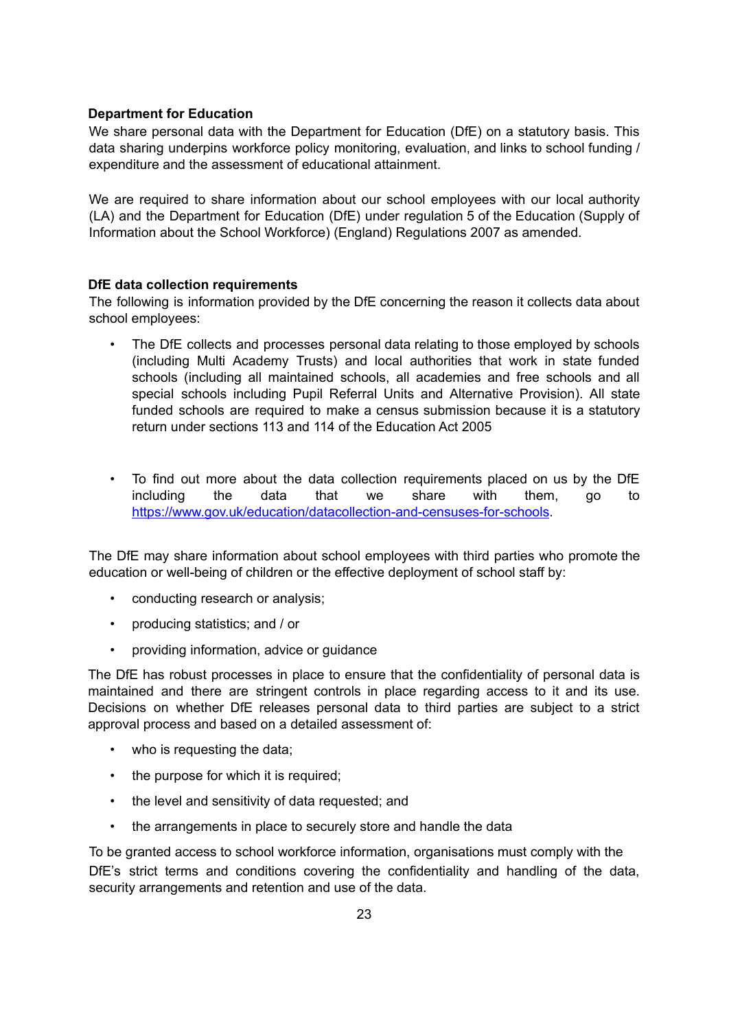**Department for Education**

We share personal data with the Department for Education (DfE) on a statutory basis. This data sharing underpins workforce policy monitoring, evaluation, and links to school funding / expenditure and the assessment of educational attainment.

We are required to share information about our school employees with our local authority (LA) and the Department for Education (DfE) under regulation 5 of the Education (Supply of Information about the School Workforce) (England) Regulations 2007 as amended.

**DfE data collection requirements**

The following is information provided by the DfE concerning the reason it collects data about school employees:

- The DfE collects and processes personal data relating to those employed by schools (including Multi Academy Trusts) and local authorities that work in state funded schools (including all maintained schools, all academies and free schools and all special schools including Pupil Referral Units and Alternative Provision). All state funded schools are required to make a census submission because it is a statutory return under sections 113 and 114 of the Education Act 2005

- To find out more about the data collection requirements placed on us by the DfE including the data that we share with them, go to [https://www.gov.uk/education/datacollection-and-censuses-for-schools](https://www.gov.uk/education/datacollection-and-censuses-for-schools).

The DfE may share information about school employees with third parties who promote the education or well-being of children or the effective deployment of school staff by:

- conducting research or analysis;
- producing statistics; and / or
- providing information, advice or guidance

The DfE has robust processes in place to ensure that the confidentiality of personal data is maintained and there are stringent controls in place regarding access to it and its use. Decisions on whether DfE releases personal data to third parties are subject to a strict approval process and based on a detailed assessment of:

- who is requesting the data;
- the purpose for which it is required;
- the level and sensitivity of data requested; and
- the arrangements in place to securely store and handle the data

To be granted access to school workforce information, organisations must comply with the DfE's strict terms and conditions covering the confidentiality and handling of the data, security arrangements and retention and use of the data.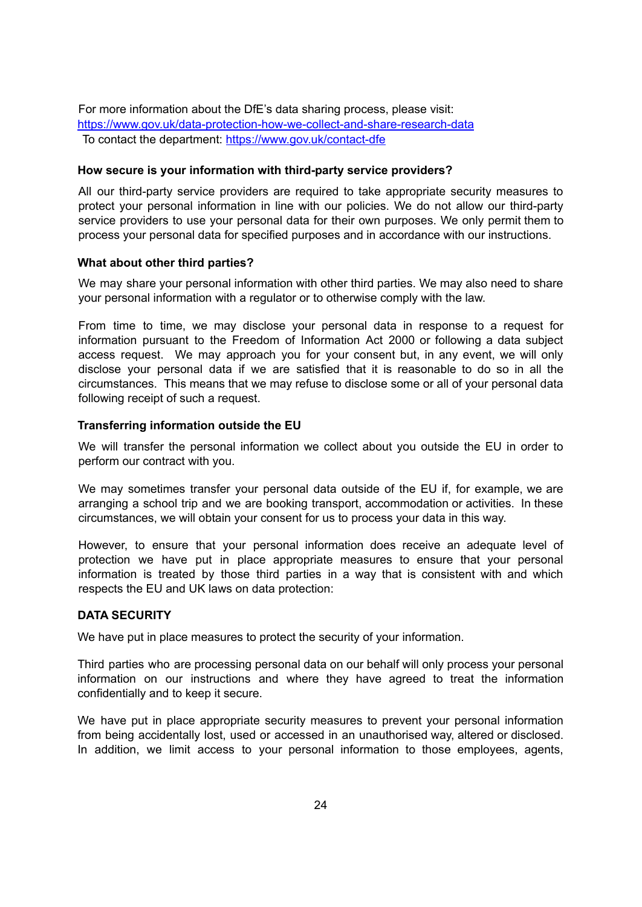For more information about the DfE's data sharing process, please visit: [https://www.gov.uk/data-protection-how-we-collect-and-share-research-data](https://www.gov.uk/data-protection-how-we-collect-and-share-research-data)
To contact the department: [https://www.gov.uk/contact-dfe](https://www.gov.uk/contact-dfe)

**How secure is your information with third-party service providers?**

All our third-party service providers are required to take appropriate security measures to protect your personal information in line with our policies. We do not allow our third-party service providers to use your personal data for their own purposes. We only permit them to process your personal data for specified purposes and in accordance with our instructions.

**What about other third parties?**

We may share your personal information with other third parties. We may also need to share your personal information with a regulator or to otherwise comply with the law.

From time to time, we may disclose your personal data in response to a request for information pursuant to the Freedom of Information Act 2000 or following a data subject access request. We may approach you for your consent but, in any event, we will only disclose your personal data if we are satisfied that it is reasonable to do so in all the circumstances. This means that we may refuse to disclose some or all of your personal data following receipt of such a request.

**Transferring information outside the EU**

We will transfer the personal information we collect about you outside the EU in order to perform our contract with you.

We may sometimes transfer your personal data outside of the EU if, for example, we are arranging a school trip and we are booking transport, accommodation or activities. In these circumstances, we will obtain your consent for us to process your data in this way.

However, to ensure that your personal information does receive an adequate level of protection we have put in place appropriate measures to ensure that your personal information is treated by those third parties in a way that is consistent with and which respects the EU and UK laws on data protection:

**DATA SECURITY**

We have put in place measures to protect the security of your information.

Third parties who are processing personal data on our behalf will only process your personal information on our instructions and where they have agreed to treat the information confidentially and to keep it secure.

We have put in place appropriate security measures to prevent your personal information from being accidentally lost, used or accessed in an unauthorised way, altered or disclosed. In addition, we limit access to your personal information to those employees, agents,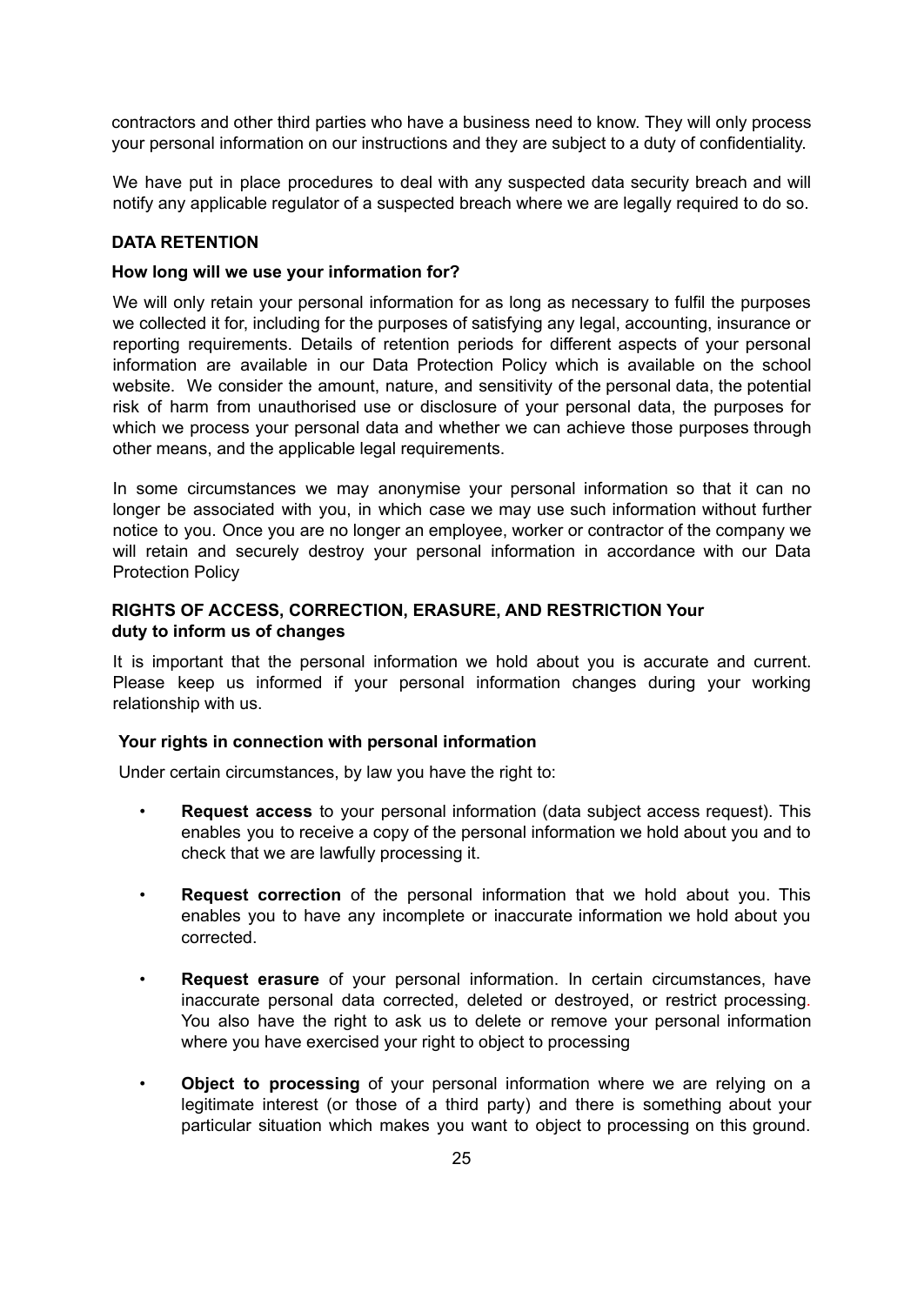contractors and other third parties who have a business need to know. They will only process your personal information on our instructions and they are subject to a duty of confidentiality.

We have put in place procedures to deal with any suspected data security breach and will notify any applicable regulator of a suspected breach where we are legally required to do so.

**DATA RETENTION**

**How long will we use your information for?**

We will only retain your personal information for as long as necessary to fulfil the purposes we collected it for, including for the purposes of satisfying any legal, accounting, insurance or reporting requirements. Details of retention periods for different aspects of your personal information are available in our Data Protection Policy which is available on the school website. We consider the amount, nature, and sensitivity of the personal data, the potential risk of harm from unauthorised use or disclosure of your personal data, the purposes for which we process your personal data and whether we can achieve those purposes through other means, and the applicable legal requirements.

In some circumstances we may anonymise your personal information so that it can no longer be associated with you, in which case we may use such information without further notice to you. Once you are no longer an employee, worker or contractor of the company we will retain and securely destroy your personal information in accordance with our Data Protection Policy

**RIGHTS OF ACCESS, CORRECTION, ERASURE, AND RESTRICTION Your duty to inform us of changes**

It is important that the personal information we hold about you is accurate and current. Please keep us informed if your personal information changes during your working relationship with us.

**Your rights in connection with personal information**

Under certain circumstances, by law you have the right to:

- **Request access** to your personal information (data subject access request). This enables you to receive a copy of the personal information we hold about you and to check that we are lawfully processing it.
- **Request correction** of the personal information that we hold about you. This enables you to have any incomplete or inaccurate information we hold about you corrected.
- **Request erasure** of your personal information. In certain circumstances, have inaccurate personal data corrected, deleted or destroyed, or restrict processing. You also have the right to ask us to delete or remove your personal information where you have exercised your right to object to processing
- **Object to processing** of your personal information where we are relying on a legitimate interest (or those of a third party) and there is something about your particular situation which makes you want to object to processing on this ground.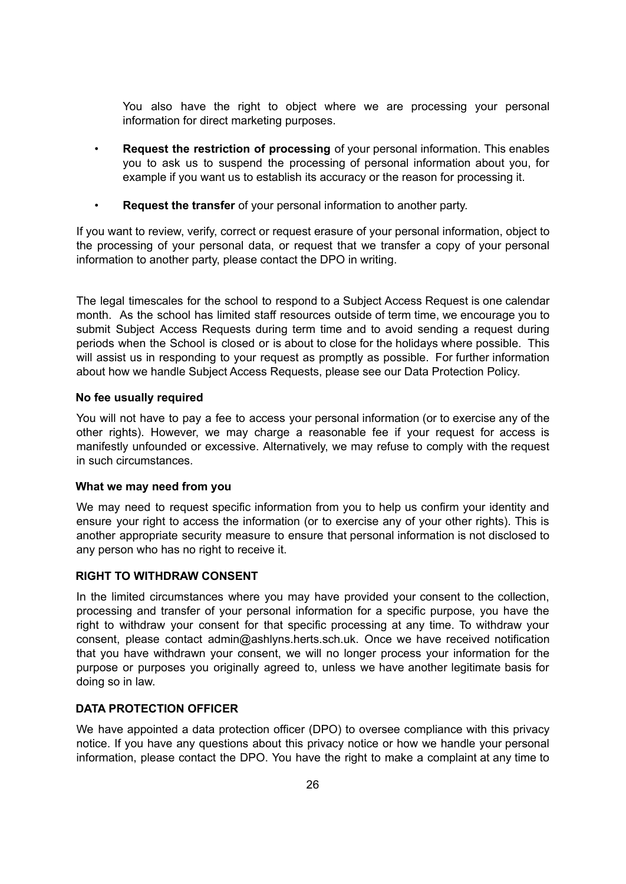You also have the right to object where we are processing your personal information for direct marketing purposes.

- **Request the restriction of processing** of your personal information. This enables you to ask us to suspend the processing of personal information about you, for example if you want us to establish its accuracy or the reason for processing it.
- **Request the transfer** of your personal information to another party.

If you want to review, verify, correct or request erasure of your personal information, object to the processing of your personal data, or request that we transfer a copy of your personal information to another party, please contact the DPO in writing.

The legal timescales for the school to respond to a Subject Access Request is one calendar month. As the school has limited staff resources outside of term time, we encourage you to submit Subject Access Requests during term time and to avoid sending a request during periods when the School is closed or is about to close for the holidays where possible. This will assist us in responding to your request as promptly as possible. For further information about how we handle Subject Access Requests, please see our Data Protection Policy.

### No fee usually required

You will not have to pay a fee to access your personal information (or to exercise any of the other rights). However, we may charge a reasonable fee if your request for access is manifestly unfounded or excessive. Alternatively, we may refuse to comply with the request in such circumstances.

### What we may need from you

We may need to request specific information from you to help us confirm your identity and ensure your right to access the information (or to exercise any of your other rights). This is another appropriate security measure to ensure that personal information is not disclosed to any person who has no right to receive it.

## RIGHT TO WITHDRAW CONSENT

In the limited circumstances where you may have provided your consent to the collection, processing and transfer of your personal information for a specific purpose, you have the right to withdraw your consent for that specific processing at any time. To withdraw your consent, please contact admin@ashlyns.herts.sch.uk. Once we have received notification that you have withdrawn your consent, we will no longer process your information for the purpose or purposes you originally agreed to, unless we have another legitimate basis for doing so in law.

## DATA PROTECTION OFFICER

We have appointed a data protection officer (DPO) to oversee compliance with this privacy notice. If you have any questions about this privacy notice or how we handle your personal information, please contact the DPO. You have the right to make a complaint at any time to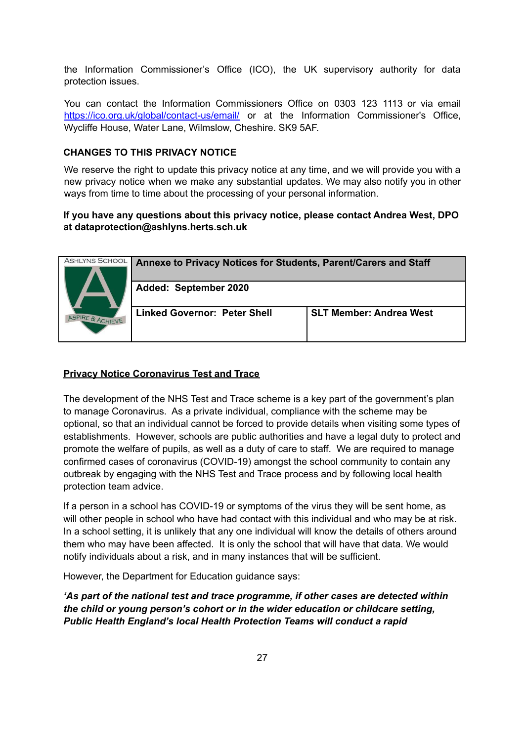the Information Commissioner's Office (ICO), the UK supervisory authority for data protection issues.

You can contact the Information Commissioners Office on 0303 123 1113 or via email https://ico.org.uk/global/contact-us/email/ or at the Information Commissioner's Office, Wycliffe House, Water Lane, Wilmslow, Cheshire. SK9 5AF.

**CHANGES TO THIS PRIVACY NOTICE**

We reserve the right to update this privacy notice at any time, and we will provide you with a new privacy notice when we make any substantial updates. We may also notify you in other ways from time to time about the processing of your personal information.

**If you have any questions about this privacy notice, please contact Andrea West, DPO at dataprotection@ashlyns.herts.sch.uk**

| ASHLYNS SCHOOL ASPIRE & ACHIEVE | **Annexe to Privacy Notices for Students, Parent/Carers and Staff** | |
|---|---|---|
| | **Added: September 2020** | |
| | **Linked Governor: Peter Shell** | **SLT Member: Andrea West** |

**<u>Privacy Notice Coronavirus Test and Trace</u>**

The development of the NHS Test and Trace scheme is a key part of the government's plan to manage Coronavirus. As a private individual, compliance with the scheme may be optional, so that an individual cannot be forced to provide details when visiting some types of establishments. However, schools are public authorities and have a legal duty to protect and promote the welfare of pupils, as well as a duty of care to staff. We are required to manage confirmed cases of coronavirus (COVID-19) amongst the school community to contain any outbreak by engaging with the NHS Test and Trace process and by following local health protection team advice.

If a person in a school has COVID-19 or symptoms of the virus they will be sent home, as will other people in school who have had contact with this individual and who may be at risk. In a school setting, it is unlikely that any one individual will know the details of others around them who may have been affected. It is only the school that will have that data. We would notify individuals about a risk, and in many instances that will be sufficient.

However, the Department for Education guidance says:

***'As part of the national test and trace programme, if other cases are detected within the child or young person's cohort or in the wider education or childcare setting, Public Health England's local Health Protection Teams will conduct a rapid***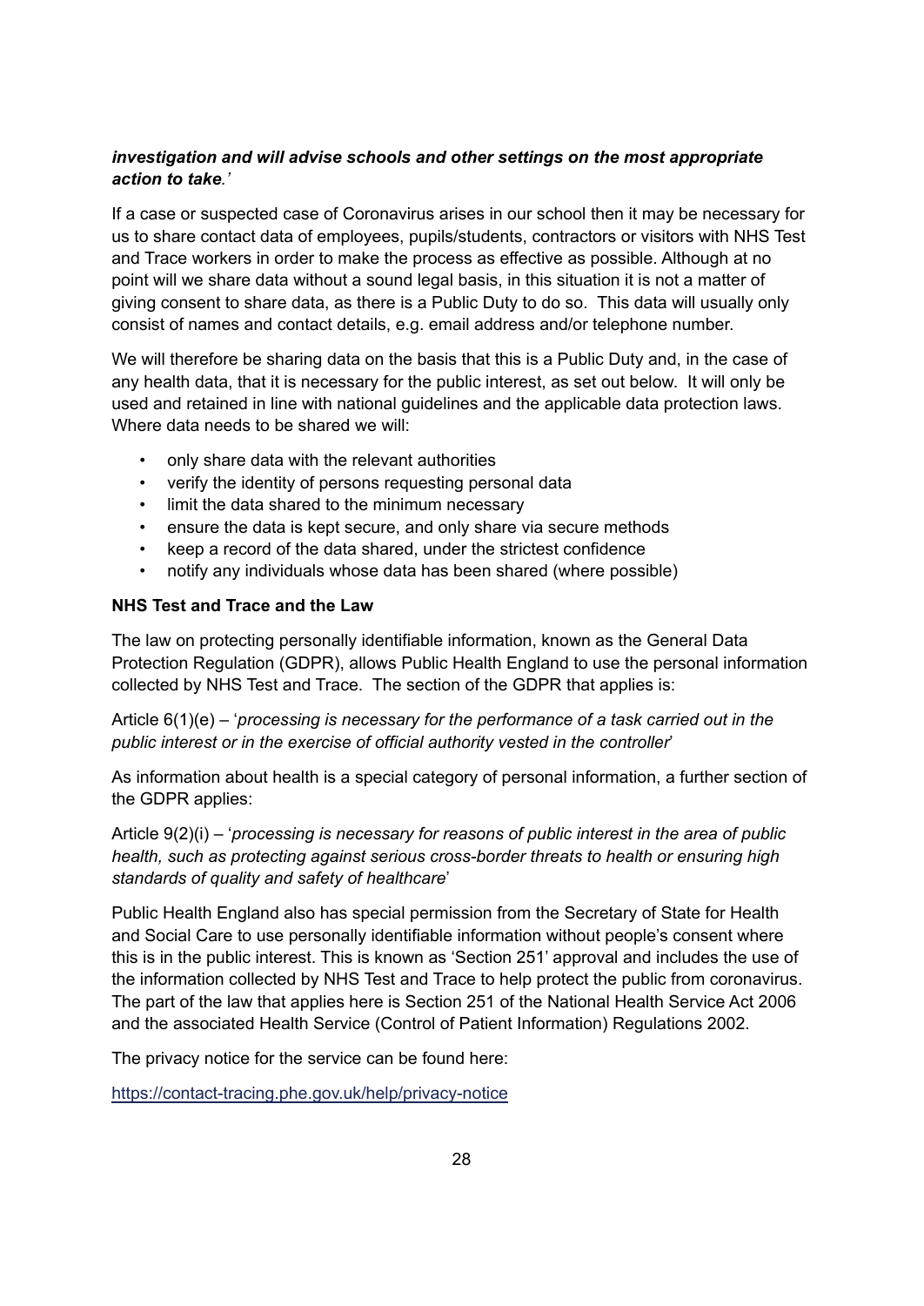***investigation and will advise schools and other settings on the most appropriate action to take**.'*

If a case or suspected case of Coronavirus arises in our school then it may be necessary for us to share contact data of employees, pupils/students, contractors or visitors with NHS Test and Trace workers in order to make the process as effective as possible. Although at no point will we share data without a sound legal basis, in this situation it is not a matter of giving consent to share data, as there is a Public Duty to do so. This data will usually only consist of names and contact details, e.g. email address and/or telephone number.

We will therefore be sharing data on the basis that this is a Public Duty and, in the case of any health data, that it is necessary for the public interest, as set out below. It will only be used and retained in line with national guidelines and the applicable data protection laws. Where data needs to be shared we will:

- only share data with the relevant authorities
- verify the identity of persons requesting personal data
- limit the data shared to the minimum necessary
- ensure the data is kept secure, and only share via secure methods
- keep a record of the data shared, under the strictest confidence
- notify any individuals whose data has been shared (where possible)

**NHS Test and Trace and the Law**

The law on protecting personally identifiable information, known as the General Data Protection Regulation (GDPR), allows Public Health England to use the personal information collected by NHS Test and Trace. The section of the GDPR that applies is:

Article 6(1)(e) – '*processing is necessary for the performance of a task carried out in the public interest or in the exercise of official authority vested in the controller*'

As information about health is a special category of personal information, a further section of the GDPR applies:

Article 9(2)(i) – '*processing is necessary for reasons of public interest in the area of public health, such as protecting against serious cross-border threats to health or ensuring high standards of quality and safety of healthcare*'

Public Health England also has special permission from the Secretary of State for Health and Social Care to use personally identifiable information without people's consent where this is in the public interest. This is known as 'Section 251' approval and includes the use of the information collected by NHS Test and Trace to help protect the public from coronavirus. The part of the law that applies here is Section 251 of the National Health Service Act 2006 and the associated Health Service (Control of Patient Information) Regulations 2002.

The privacy notice for the service can be found here:

https://contact-tracing.phe.gov.uk/help/privacy-notice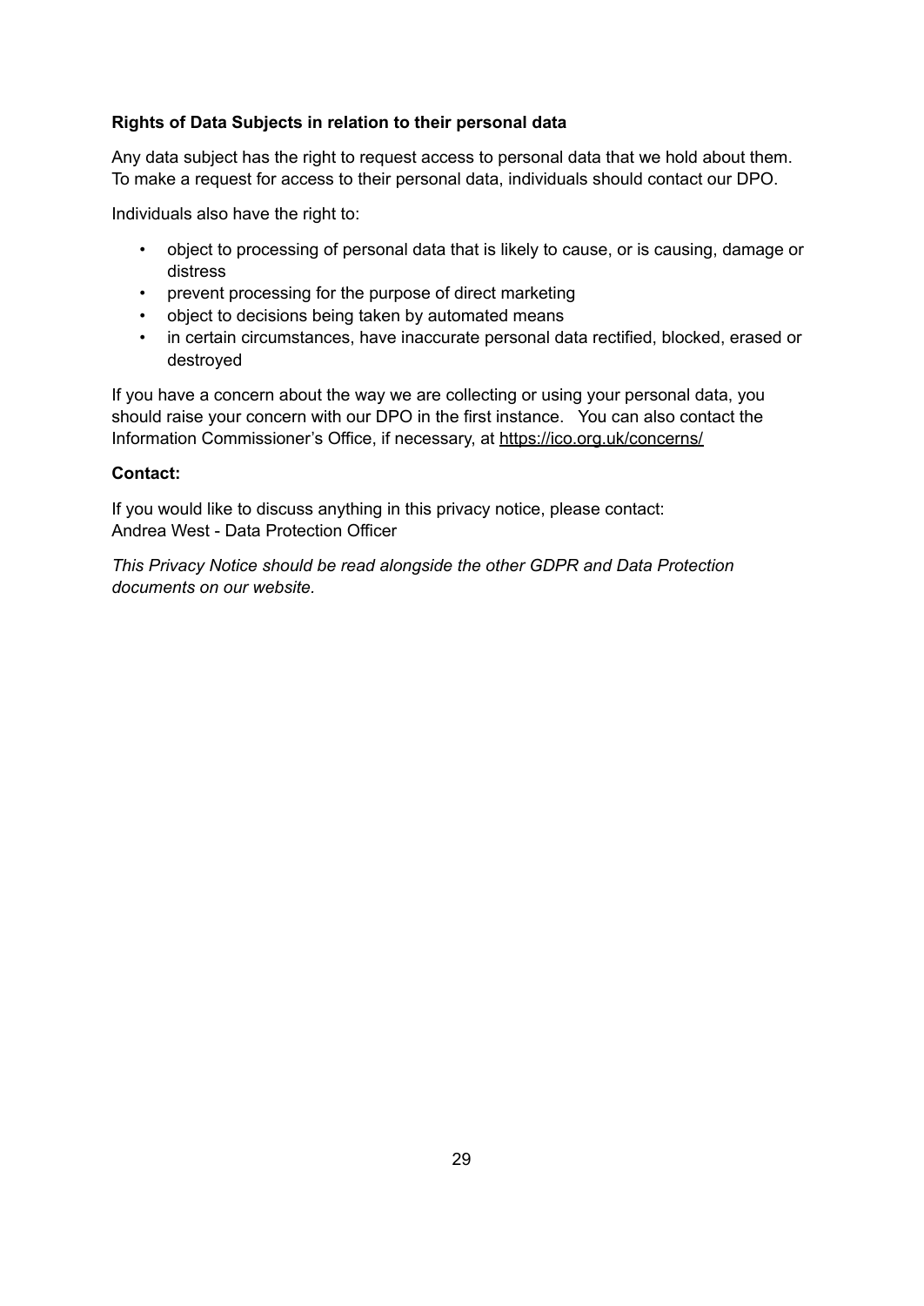**Rights of Data Subjects in relation to their personal data**

Any data subject has the right to request access to personal data that we hold about them. To make a request for access to their personal data, individuals should contact our DPO.

Individuals also have the right to:

- object to processing of personal data that is likely to cause, or is causing, damage or distress
- prevent processing for the purpose of direct marketing
- object to decisions being taken by automated means
- in certain circumstances, have inaccurate personal data rectified, blocked, erased or destroyed

If you have a concern about the way we are collecting or using your personal data, you should raise your concern with our DPO in the first instance. You can also contact the Information Commissioner's Office, if necessary, at https://ico.org.uk/concerns/

**Contact:**

If you would like to discuss anything in this privacy notice, please contact:
Andrea West - Data Protection Officer

*This Privacy Notice should be read alongside the other GDPR and Data Protection documents on our website.*